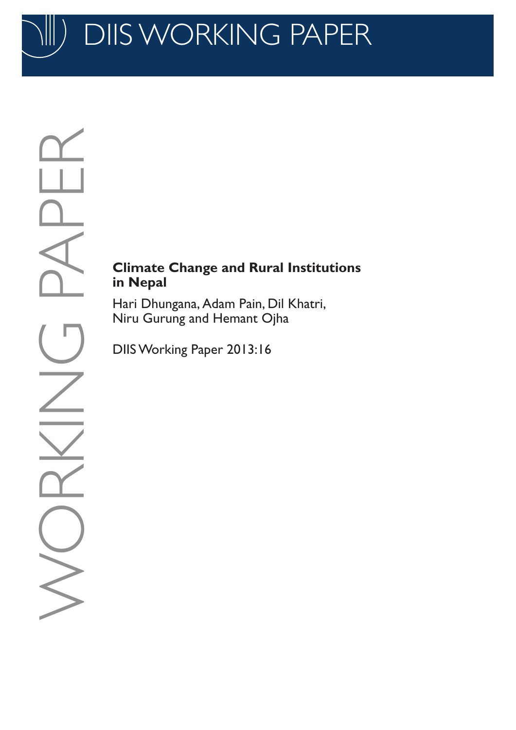# DIIS WORKING PAPER

WORKING PAPER

**Climate Change and Rural Institutions in Nepal**

Hari Dhungana, Adam Pain, Dil Khatri, Niru Gurung and Hemant Ojha

DIIS Working Paper 2013:16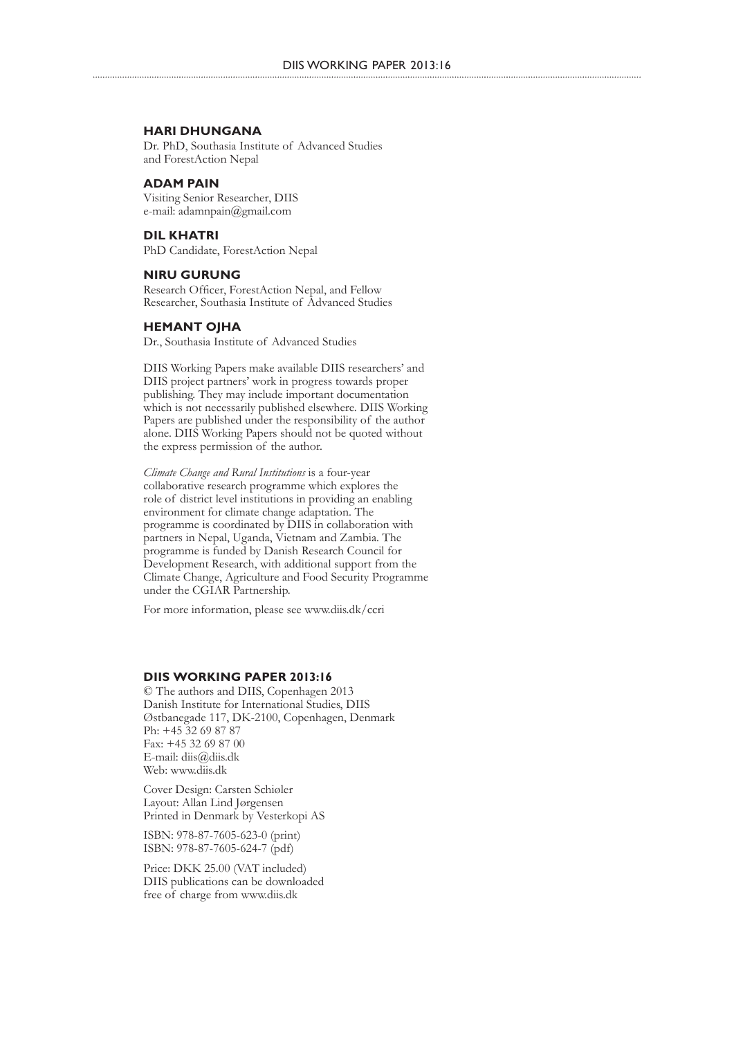**HARI DHUNGANA**
Dr. PhD, Southasia Institute of Advanced Studies
and ForestAction Nepal

**ADAM PAIN**
Visiting Senior Researcher, DIIS
e-mail: adamnpain@gmail.com

**DIL KHATRI**
PhD Candidate, ForestAction Nepal

**NIRU GURUNG**
Research Officer, ForestAction Nepal, and Fellow
Researcher, Southasia Institute of Advanced Studies

**HEMANT OJHA**
Dr., Southasia Institute of Advanced Studies

DIIS Working Papers make available DIIS researchers' and DIIS project partners' work in progress towards proper publishing. They may include important documentation which is not necessarily published elsewhere. DIIS Working Papers are published under the responsibility of the author alone. DIIS Working Papers should not be quoted without the express permission of the author.

*Climate Change and Rural Institutions* is a four-year collaborative research programme which explores the role of district level institutions in providing an enabling environment for climate change adaptation. The programme is coordinated by DIIS in collaboration with partners in Nepal, Uganda, Vietnam and Zambia. The programme is funded by Danish Research Council for Development Research, with additional support from the Climate Change, Agriculture and Food Security Programme under the CGIAR Partnership.

For more information, please see www.diis.dk/ccri

**DIIS WORKING PAPER 2013:16**
© The authors and DIIS, Copenhagen 2013
Danish Institute for International Studies, DIIS
Østbanegade 117, DK-2100, Copenhagen, Denmark
Ph: +45 32 69 87 87
Fax: +45 32 69 87 00
E-mail: diis@diis.dk
Web: www.diis.dk

Cover Design: Carsten Schiøler
Layout: Allan Lind Jørgensen
Printed in Denmark by Vesterkopi AS

ISBN: 978-87-7605-623-0 (print)
ISBN: 978-87-7605-624-7 (pdf)

Price: DKK 25.00 (VAT included)
DIIS publications can be downloaded free of charge from www.diis.dk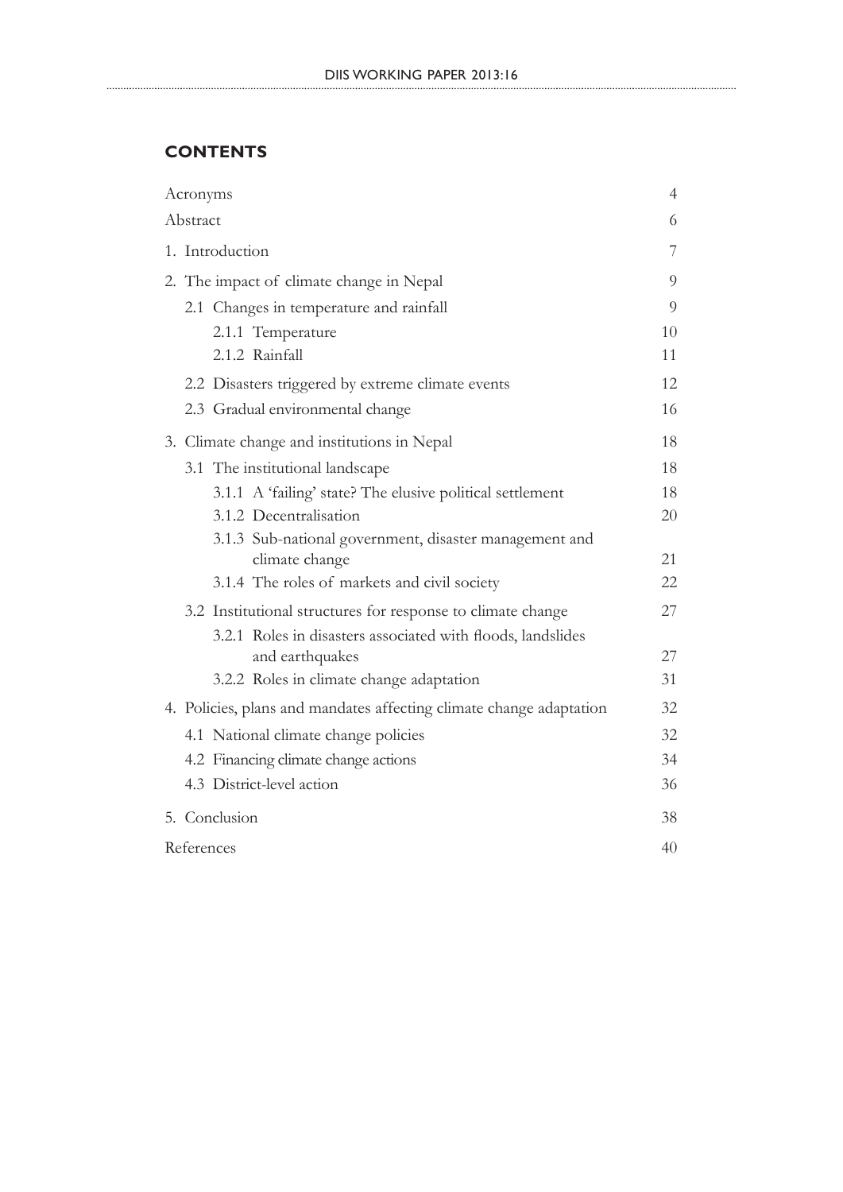## CONTENTS

| | |
|---|---|
| Acronyms | 4 |
| Abstract | 6 |
| 1. Introduction | 7 |
| 2. The impact of climate change in Nepal | 9 |
| 2.1 Changes in temperature and rainfall | 9 |
| 2.1.1 Temperature | 10 |
| 2.1.2 Rainfall | 11 |
| 2.2 Disasters triggered by extreme climate events | 12 |
| 2.3 Gradual environmental change | 16 |
| 3. Climate change and institutions in Nepal | 18 |
| 3.1 The institutional landscape | 18 |
| 3.1.1 A 'failing' state? The elusive political settlement | 18 |
| 3.1.2 Decentralisation | 20 |
| 3.1.3 Sub-national government, disaster management and climate change | 21 |
| 3.1.4 The roles of markets and civil society | 22 |
| 3.2 Institutional structures for response to climate change | 27 |
| 3.2.1 Roles in disasters associated with floods, landslides and earthquakes | 27 |
| 3.2.2 Roles in climate change adaptation | 31 |
| 4. Policies, plans and mandates affecting climate change adaptation | 32 |
| 4.1 National climate change policies | 32 |
| 4.2 Financing climate change actions | 34 |
| 4.3 District-level action | 36 |
| 5. Conclusion | 38 |
| References | 40 |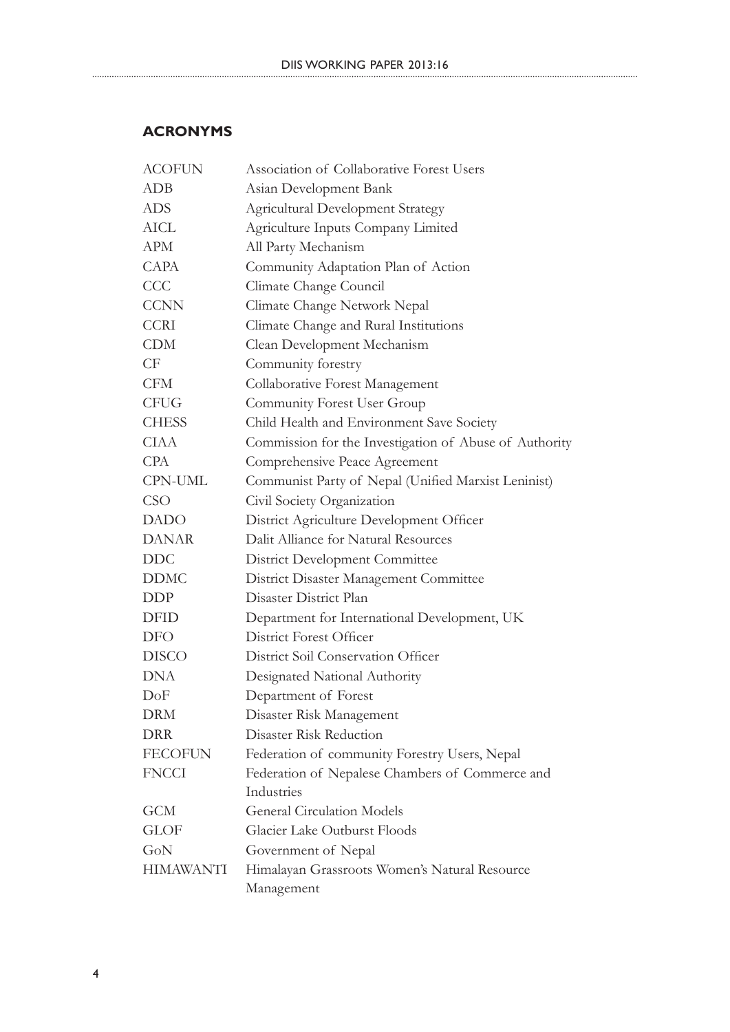## ACRONYMS

| | |
|---|---|
| ACOFUN | Association of Collaborative Forest Users |
| ADB | Asian Development Bank |
| ADS | Agricultural Development Strategy |
| AICL | Agriculture Inputs Company Limited |
| APM | All Party Mechanism |
| CAPA | Community Adaptation Plan of Action |
| CCC | Climate Change Council |
| CCNN | Climate Change Network Nepal |
| CCRI | Climate Change and Rural Institutions |
| CDM | Clean Development Mechanism |
| CF | Community forestry |
| CFM | Collaborative Forest Management |
| CFUG | Community Forest User Group |
| CHESS | Child Health and Environment Save Society |
| CIAA | Commission for the Investigation of Abuse of Authority |
| CPA | Comprehensive Peace Agreement |
| CPN-UML | Communist Party of Nepal (Unified Marxist Leninist) |
| CSO | Civil Society Organization |
| DADO | District Agriculture Development Officer |
| DANAR | Dalit Alliance for Natural Resources |
| DDC | District Development Committee |
| DDMC | District Disaster Management Committee |
| DDP | Disaster District Plan |
| DFID | Department for International Development, UK |
| DFO | District Forest Officer |
| DISCO | District Soil Conservation Officer |
| DNA | Designated National Authority |
| DoF | Department of Forest |
| DRM | Disaster Risk Management |
| DRR | Disaster Risk Reduction |
| FECOFUN | Federation of community Forestry Users, Nepal |
| FNCCI | Federation of Nepalese Chambers of Commerce and Industries |
| GCM | General Circulation Models |
| GLOF | Glacier Lake Outburst Floods |
| GoN | Government of Nepal |
| HIMAWANTI | Himalayan Grassroots Women's Natural Resource Management |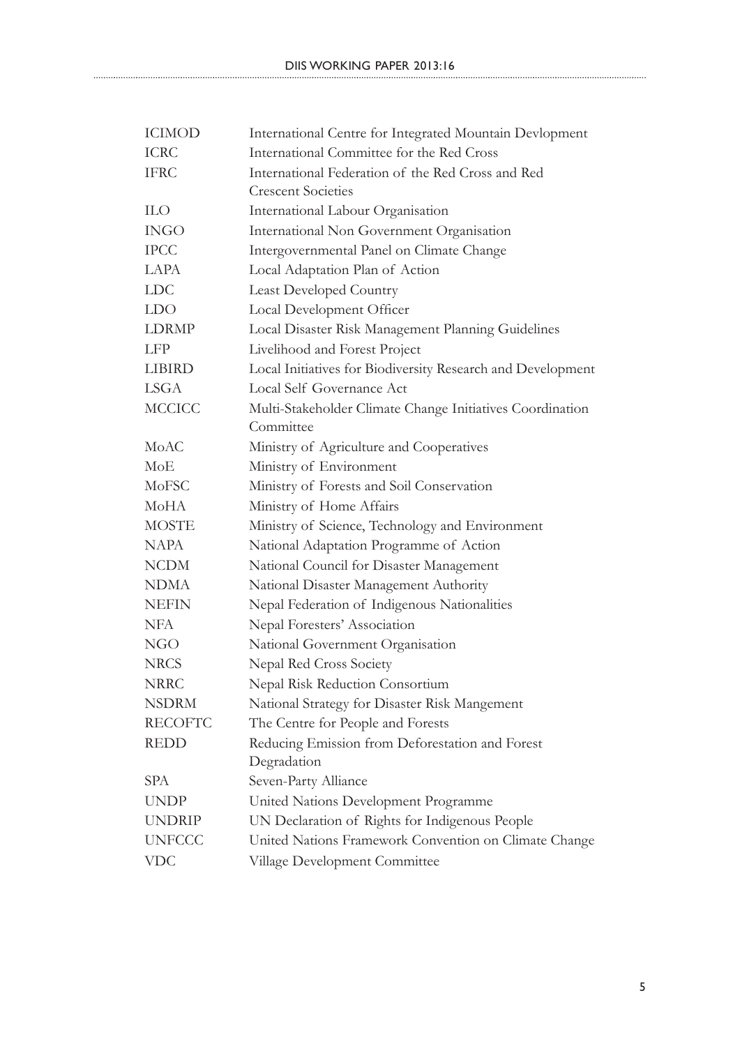| | |
|---|---|
| ICIMOD | International Centre for Integrated Mountain Devlopment |
| ICRC | International Committee for the Red Cross |
| IFRC | International Federation of the Red Cross and Red Crescent Societies |
| ILO | International Labour Organisation |
| INGO | International Non Government Organisation |
| IPCC | Intergovernmental Panel on Climate Change |
| LAPA | Local Adaptation Plan of Action |
| LDC | Least Developed Country |
| LDO | Local Development Officer |
| LDRMP | Local Disaster Risk Management Planning Guidelines |
| LFP | Livelihood and Forest Project |
| LIBIRD | Local Initiatives for Biodiversity Research and Development |
| LSGA | Local Self Governance Act |
| MCCICC | Multi-Stakeholder Climate Change Initiatives Coordination Committee |
| MoAC | Ministry of Agriculture and Cooperatives |
| MoE | Ministry of Environment |
| MoFSC | Ministry of Forests and Soil Conservation |
| MoHA | Ministry of Home Affairs |
| MOSTE | Ministry of Science, Technology and Environment |
| NAPA | National Adaptation Programme of Action |
| NCDM | National Council for Disaster Management |
| NDMA | National Disaster Management Authority |
| NEFIN | Nepal Federation of Indigenous Nationalities |
| NFA | Nepal Foresters' Association |
| NGO | National Government Organisation |
| NRCS | Nepal Red Cross Society |
| NRRC | Nepal Risk Reduction Consortium |
| NSDRM | National Strategy for Disaster Risk Mangement |
| RECOFTC | The Centre for People and Forests |
| REDD | Reducing Emission from Deforestation and Forest Degradation |
| SPA | Seven-Party Alliance |
| UNDP | United Nations Development Programme |
| UNDRIP | UN Declaration of Rights for Indigenous People |
| UNFCCC | United Nations Framework Convention on Climate Change |
| VDC | Village Development Committee |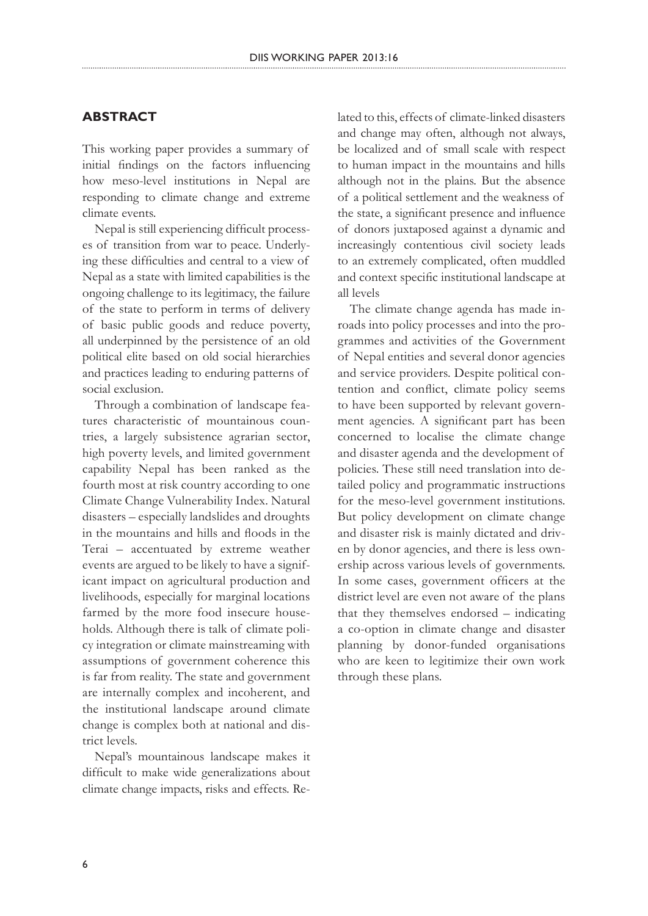## ABSTRACT

This working paper provides a summary of initial findings on the factors influencing how meso-level institutions in Nepal are responding to climate change and extreme climate events.

Nepal is still experiencing difficult processes of transition from war to peace. Underlying these difficulties and central to a view of Nepal as a state with limited capabilities is the ongoing challenge to its legitimacy, the failure of the state to perform in terms of delivery of basic public goods and reduce poverty, all underpinned by the persistence of an old political elite based on old social hierarchies and practices leading to enduring patterns of social exclusion.

Through a combination of landscape features characteristic of mountainous countries, a largely subsistence agrarian sector, high poverty levels, and limited government capability Nepal has been ranked as the fourth most at risk country according to one Climate Change Vulnerability Index. Natural disasters – especially landslides and droughts in the mountains and hills and floods in the Terai – accentuated by extreme weather events are argued to be likely to have a significant impact on agricultural production and livelihoods, especially for marginal locations farmed by the more food insecure households. Although there is talk of climate policy integration or climate mainstreaming with assumptions of government coherence this is far from reality. The state and government are internally complex and incoherent, and the institutional landscape around climate change is complex both at national and district levels.

Nepal's mountainous landscape makes it difficult to make wide generalizations about climate change impacts, risks and effects. Related to this, effects of climate-linked disasters and change may often, although not always, be localized and of small scale with respect to human impact in the mountains and hills although not in the plains. But the absence of a political settlement and the weakness of the state, a significant presence and influence of donors juxtaposed against a dynamic and increasingly contentious civil society leads to an extremely complicated, often muddled and context specific institutional landscape at all levels

The climate change agenda has made inroads into policy processes and into the programmes and activities of the Government of Nepal entities and several donor agencies and service providers. Despite political contention and conflict, climate policy seems to have been supported by relevant government agencies. A significant part has been concerned to localise the climate change and disaster agenda and the development of policies. These still need translation into detailed policy and programmatic instructions for the meso-level government institutions. But policy development on climate change and disaster risk is mainly dictated and driven by donor agencies, and there is less ownership across various levels of governments. In some cases, government officers at the district level are even not aware of the plans that they themselves endorsed – indicating a co-option in climate change and disaster planning by donor-funded organisations who are keen to legitimize their own work through these plans.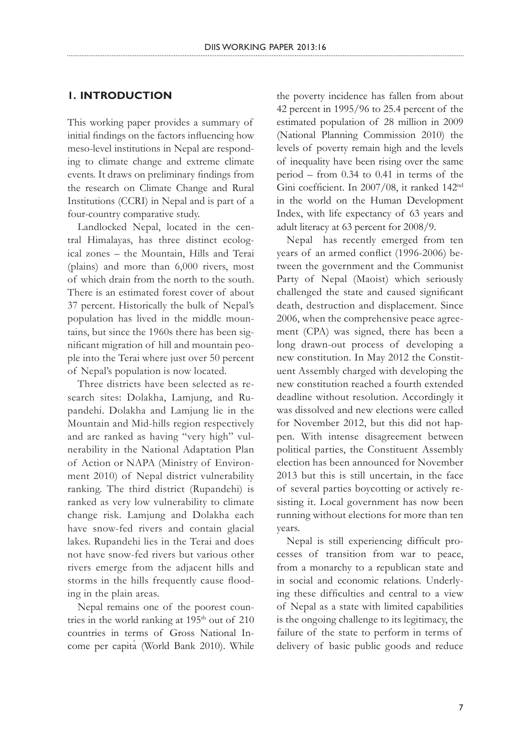## 1. INTRODUCTION

This working paper provides a summary of initial findings on the factors influencing how meso-level institutions in Nepal are responding to climate change and extreme climate events. It draws on preliminary findings from the research on Climate Change and Rural Institutions (CCRI) in Nepal and is part of a four-country comparative study.

Landlocked Nepal, located in the central Himalayas, has three distinct ecological zones – the Mountain, Hills and Terai (plains) and more than 6,000 rivers, most of which drain from the north to the south. There is an estimated forest cover of about 37 percent. Historically the bulk of Nepal's population has lived in the middle mountains, but since the 1960s there has been significant migration of hill and mountain people into the Terai where just over 50 percent of Nepal's population is now located.

Three districts have been selected as research sites: Dolakha, Lamjung, and Rupandehi. Dolakha and Lamjung lie in the Mountain and Mid-hills region respectively and are ranked as having "very high" vulnerability in the National Adaptation Plan of Action or NAPA (Ministry of Environment 2010) of Nepal district vulnerability ranking. The third district (Rupandehi) is ranked as very low vulnerability to climate change risk. Lamjung and Dolakha each have snow-fed rivers and contain glacial lakes. Rupandehi lies in the Terai and does not have snow-fed rivers but various other rivers emerge from the adjacent hills and storms in the hills frequently cause flooding in the plain areas.

Nepal remains one of the poorest countries in the world ranking at 195th out of 210 countries in terms of Gross National Income per capita (World Bank 2010). While the poverty incidence has fallen from about 42 percent in 1995/96 to 25.4 percent of the estimated population of 28 million in 2009 (National Planning Commission 2010) the levels of poverty remain high and the levels of inequality have been rising over the same period – from 0.34 to 0.41 in terms of the Gini coefficient. In 2007/08, it ranked 142nd in the world on the Human Development Index, with life expectancy of 63 years and adult literacy at 63 percent for 2008/9.

Nepal has recently emerged from ten years of an armed conflict (1996-2006) between the government and the Communist Party of Nepal (Maoist) which seriously challenged the state and caused significant death, destruction and displacement. Since 2006, when the comprehensive peace agreement (CPA) was signed, there has been a long drawn-out process of developing a new constitution. In May 2012 the Constituent Assembly charged with developing the new constitution reached a fourth extended deadline without resolution. Accordingly it was dissolved and new elections were called for November 2012, but this did not happen. With intense disagreement between political parties, the Constituent Assembly election has been announced for November 2013 but this is still uncertain, in the face of several parties boycotting or actively resisting it. Local government has now been running without elections for more than ten years.

Nepal is still experiencing difficult processes of transition from war to peace, from a monarchy to a republican state and in social and economic relations. Underlying these difficulties and central to a view of Nepal as a state with limited capabilities is the ongoing challenge to its legitimacy, the failure of the state to perform in terms of delivery of basic public goods and reduce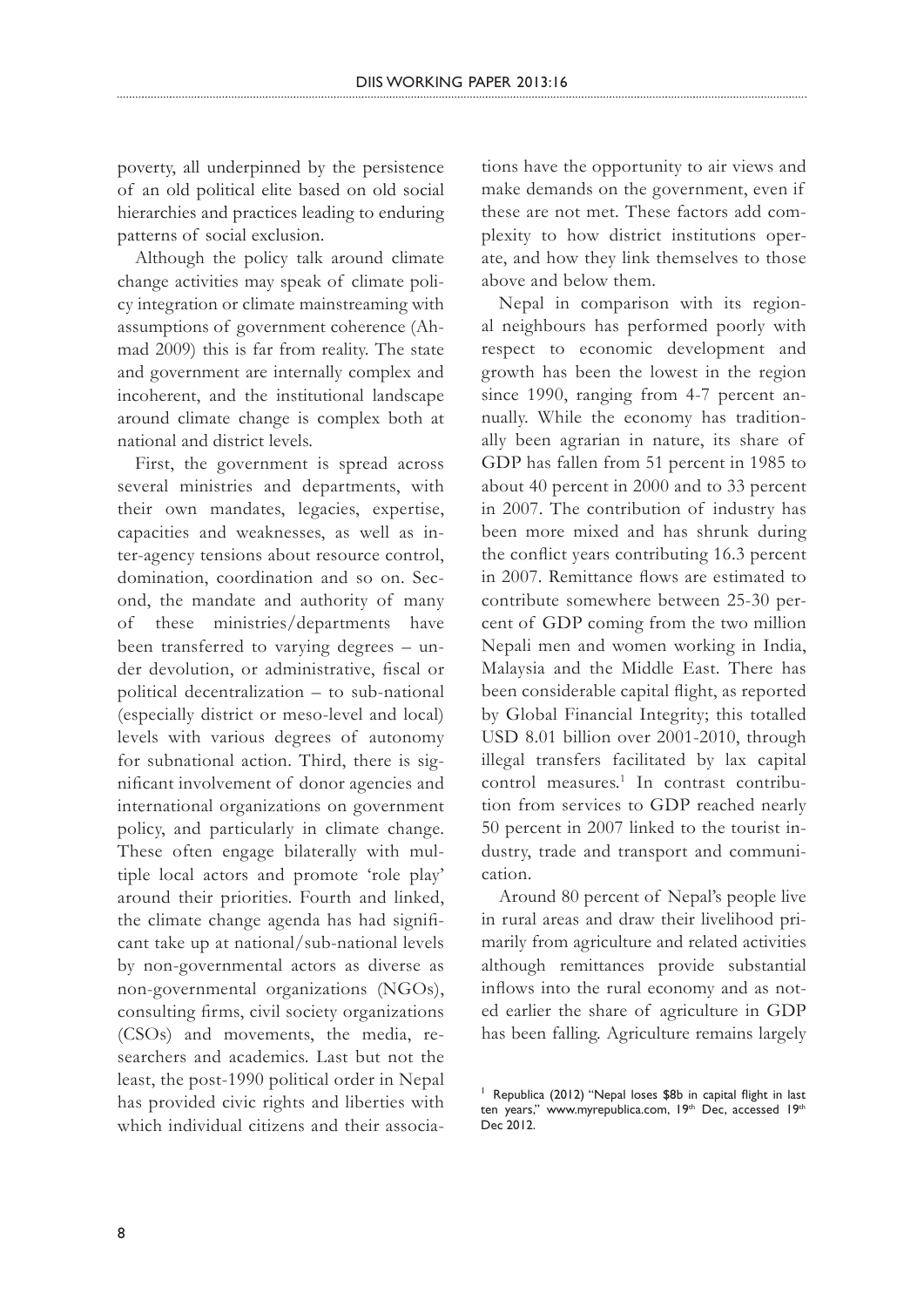poverty, all underpinned by the persistence of an old political elite based on old social hierarchies and practices leading to enduring patterns of social exclusion.

Although the policy talk around climate change activities may speak of climate policy integration or climate mainstreaming with assumptions of government coherence (Ahmad 2009) this is far from reality. The state and government are internally complex and incoherent, and the institutional landscape around climate change is complex both at national and district levels.

First, the government is spread across several ministries and departments, with their own mandates, legacies, expertise, capacities and weaknesses, as well as inter-agency tensions about resource control, domination, coordination and so on. Second, the mandate and authority of many of these ministries/departments have been transferred to varying degrees – under devolution, or administrative, fiscal or political decentralization – to sub-national (especially district or meso-level and local) levels with various degrees of autonomy for subnational action. Third, there is significant involvement of donor agencies and international organizations on government policy, and particularly in climate change. These often engage bilaterally with multiple local actors and promote 'role play' around their priorities. Fourth and linked, the climate change agenda has had significant take up at national/sub-national levels by non-governmental actors as diverse as non-governmental organizations (NGOs), consulting firms, civil society organizations (CSOs) and movements, the media, researchers and academics. Last but not the least, the post-1990 political order in Nepal has provided civic rights and liberties with which individual citizens and their associations have the opportunity to air views and make demands on the government, even if these are not met. These factors add complexity to how district institutions operate, and how they link themselves to those above and below them.

Nepal in comparison with its regional neighbours has performed poorly with respect to economic development and growth has been the lowest in the region since 1990, ranging from 4-7 percent annually. While the economy has traditionally been agrarian in nature, its share of GDP has fallen from 51 percent in 1985 to about 40 percent in 2000 and to 33 percent in 2007. The contribution of industry has been more mixed and has shrunk during the conflict years contributing 16.3 percent in 2007. Remittance flows are estimated to contribute somewhere between 25-30 percent of GDP coming from the two million Nepali men and women working in India, Malaysia and the Middle East. There has been considerable capital flight, as reported by Global Financial Integrity; this totalled USD 8.01 billion over 2001-2010, through illegal transfers facilitated by lax capital control measures.[1] In contrast contribution from services to GDP reached nearly 50 percent in 2007 linked to the tourist industry, trade and transport and communication.

Around 80 percent of Nepal's people live in rural areas and draw their livelihood primarily from agriculture and related activities although remittances provide substantial inflows into the rural economy and as noted earlier the share of agriculture in GDP has been falling. Agriculture remains largely

[1] Republica (2012) "Nepal loses $8b in capital flight in last ten years," www.myrepublica.com, 19th Dec, accessed 19th Dec 2012.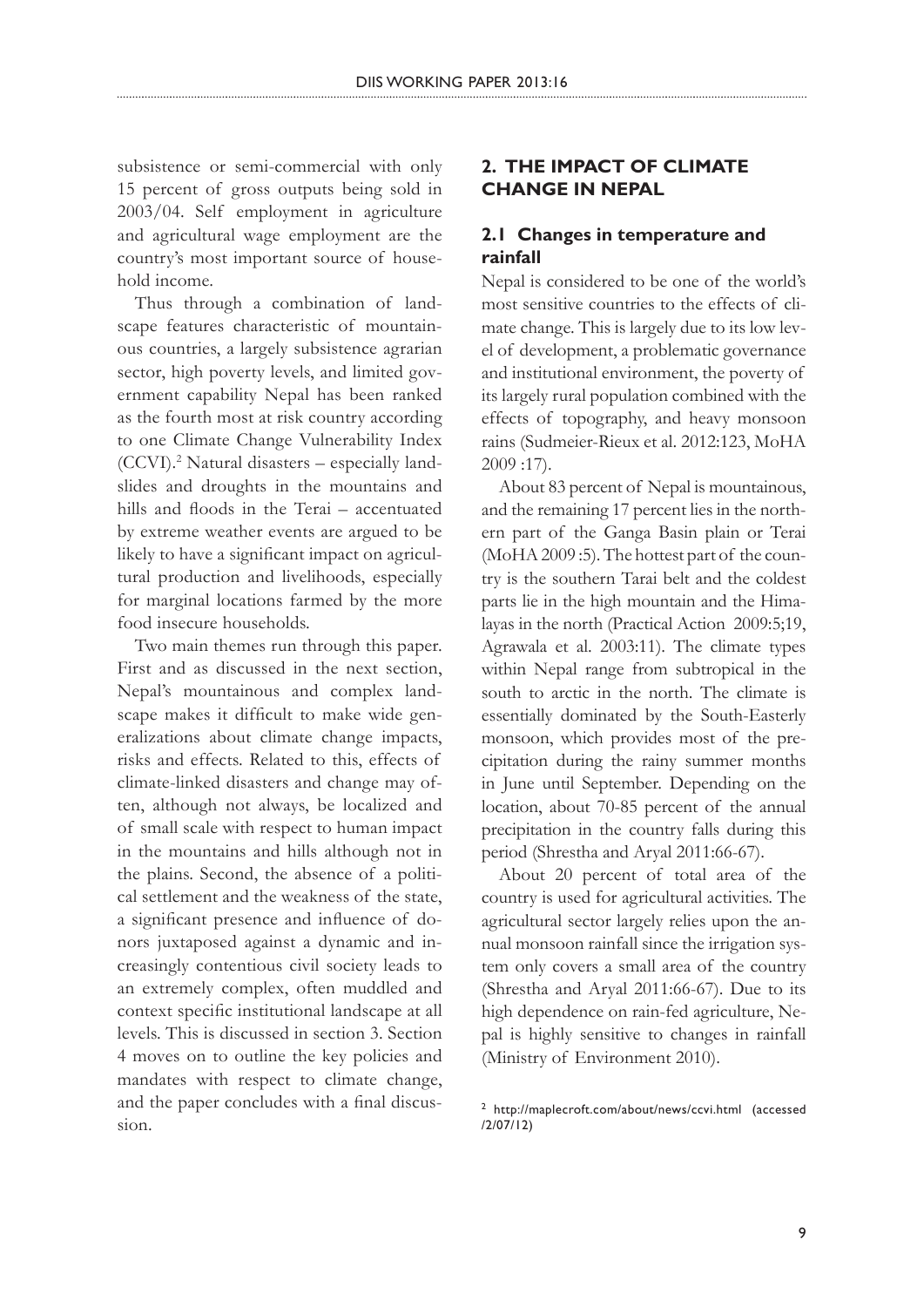subsistence or semi-commercial with only 15 percent of gross outputs being sold in 2003/04. Self employment in agriculture and agricultural wage employment are the country's most important source of household income.

Thus through a combination of landscape features characteristic of mountainous countries, a largely subsistence agrarian sector, high poverty levels, and limited government capability Nepal has been ranked as the fourth most at risk country according to one Climate Change Vulnerability Index (CCVI).[2] Natural disasters – especially landslides and droughts in the mountains and hills and floods in the Terai – accentuated by extreme weather events are argued to be likely to have a significant impact on agricultural production and livelihoods, especially for marginal locations farmed by the more food insecure households.

Two main themes run through this paper. First and as discussed in the next section, Nepal's mountainous and complex landscape makes it difficult to make wide generalizations about climate change impacts, risks and effects. Related to this, effects of climate-linked disasters and change may often, although not always, be localized and of small scale with respect to human impact in the mountains and hills although not in the plains. Second, the absence of a political settlement and the weakness of the state, a significant presence and influence of donors juxtaposed against a dynamic and increasingly contentious civil society leads to an extremely complex, often muddled and context specific institutional landscape at all levels. This is discussed in section 3. Section 4 moves on to outline the key policies and mandates with respect to climate change, and the paper concludes with a final discussion.

## 2. THE IMPACT OF CLIMATE CHANGE IN NEPAL

### 2.1 Changes in temperature and rainfall

Nepal is considered to be one of the world's most sensitive countries to the effects of climate change. This is largely due to its low level of development, a problematic governance and institutional environment, the poverty of its largely rural population combined with the effects of topography, and heavy monsoon rains (Sudmeier-Rieux et al. 2012:123, MoHA 2009 :17).

About 83 percent of Nepal is mountainous, and the remaining 17 percent lies in the northern part of the Ganga Basin plain or Terai (MoHA 2009 :5). The hottest part of the country is the southern Tarai belt and the coldest parts lie in the high mountain and the Himalayas in the north (Practical Action 2009:5;19, Agrawala et al. 2003:11). The climate types within Nepal range from subtropical in the south to arctic in the north. The climate is essentially dominated by the South-Easterly monsoon, which provides most of the precipitation during the rainy summer months in June until September. Depending on the location, about 70-85 percent of the annual precipitation in the country falls during this period (Shrestha and Aryal 2011:66-67).

About 20 percent of total area of the country is used for agricultural activities. The agricultural sector largely relies upon the annual monsoon rainfall since the irrigation system only covers a small area of the country (Shrestha and Aryal 2011:66-67). Due to its high dependence on rain-fed agriculture, Nepal is highly sensitive to changes in rainfall (Ministry of Environment 2010).

[2] http://maplecroft.com/about/news/ccvi.html (accessed /2/07/12)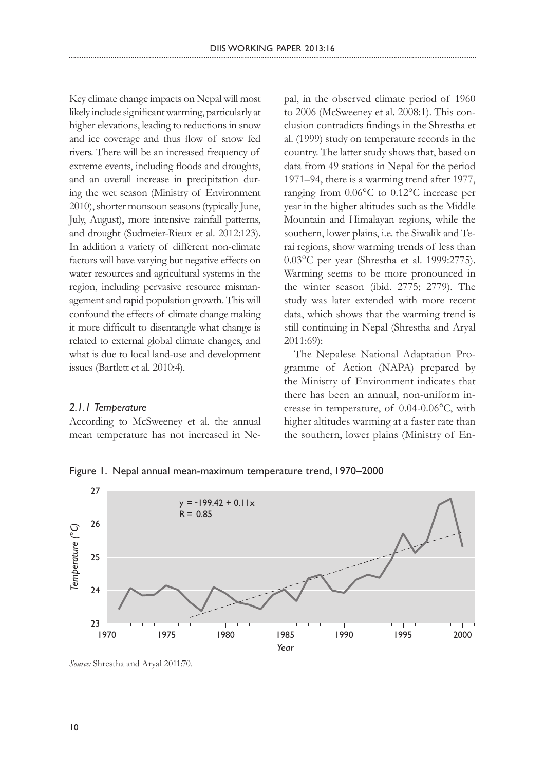Key climate change impacts on Nepal will most likely include significant warming, particularly at higher elevations, leading to reductions in snow and ice coverage and thus flow of snow fed rivers. There will be an increased frequency of extreme events, including floods and droughts, and an overall increase in precipitation during the wet season (Ministry of Environment 2010), shorter monsoon seasons (typically June, July, August), more intensive rainfall patterns, and drought (Sudmeier-Rieux et al. 2012:123). In addition a variety of different non-climate factors will have varying but negative effects on water resources and agricultural systems in the region, including pervasive resource mismanagement and rapid population growth. This will confound the effects of climate change making it more difficult to disentangle what change is related to external global climate changes, and what is due to local land-use and development issues (Bartlett et al. 2010:4).

### *2.1.1 Temperature*

According to McSweeney et al. the annual mean temperature has not increased in Nepal, in the observed climate period of 1960 to 2006 (McSweeney et al. 2008:1). This conclusion contradicts findings in the Shrestha et al. (1999) study on temperature records in the country. The latter study shows that, based on data from 49 stations in Nepal for the period 1971–94, there is a warming trend after 1977, ranging from 0.06°C to 0.12°C increase per year in the higher altitudes such as the Middle Mountain and Himalayan regions, while the southern, lower plains, i.e. the Siwalik and Terai regions, show warming trends of less than 0.03°C per year (Shrestha et al. 1999:2775). Warming seems to be more pronounced in the winter season (ibid. 2775; 2779). The study was later extended with more recent data, which shows that the warming trend is still continuing in Nepal (Shrestha and Aryal 2011:69):

The Nepalese National Adaptation Programme of Action (NAPA) prepared by the Ministry of Environment indicates that there has been an annual, non-uniform increase in temperature, of 0.04-0.06°C, with higher altitudes warming at a faster rate than the southern, lower plains (Ministry of En-

Figure 1. Nepal annual mean-maximum temperature trend, 1970–2000

*Source:* Shrestha and Aryal 2011:70.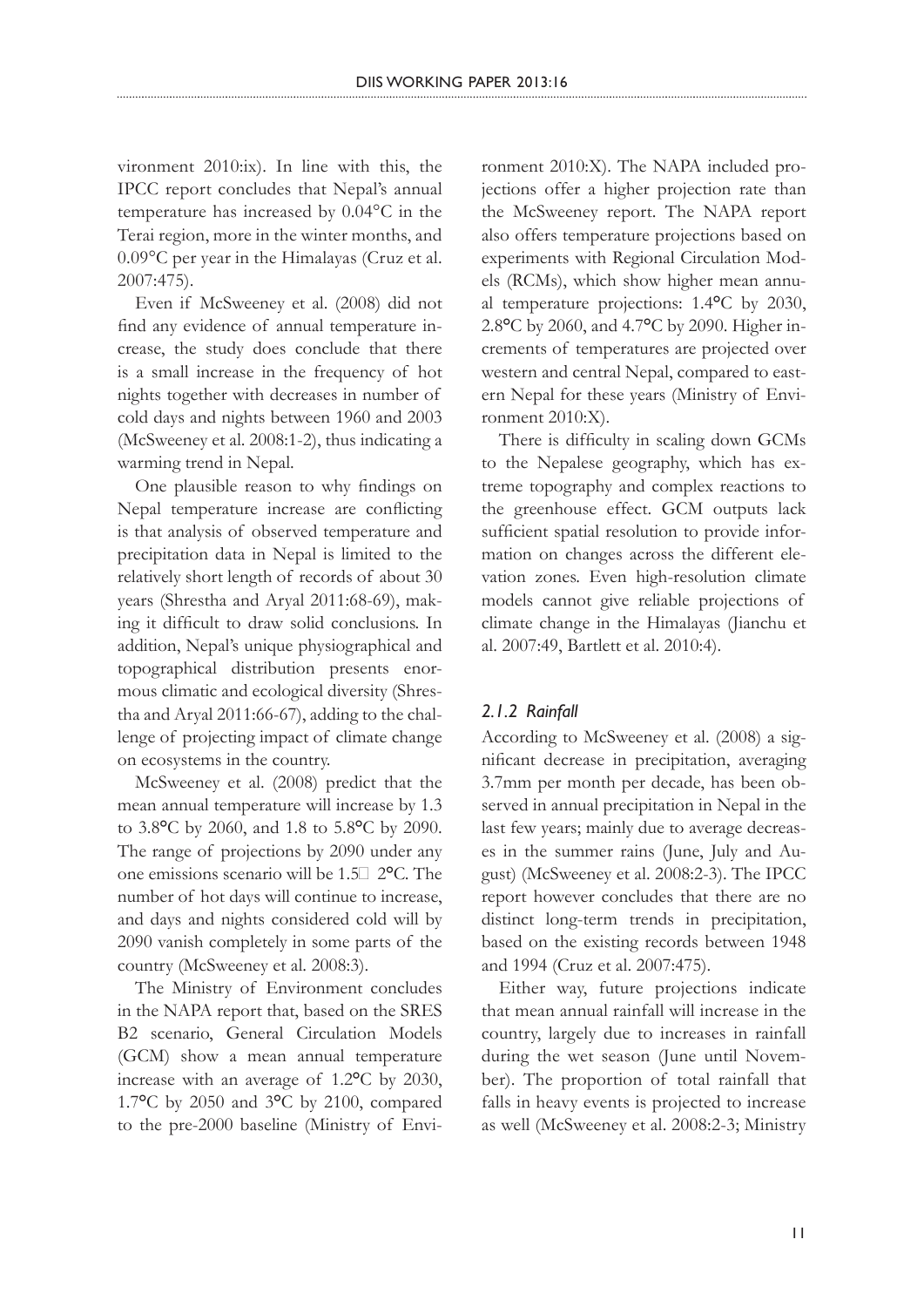vironment 2010:ix). In line with this, the IPCC report concludes that Nepal's annual temperature has increased by 0.04°C in the Terai region, more in the winter months, and 0.09°C per year in the Himalayas (Cruz et al. 2007:475).

Even if McSweeney et al. (2008) did not find any evidence of annual temperature increase, the study does conclude that there is a small increase in the frequency of hot nights together with decreases in number of cold days and nights between 1960 and 2003 (McSweeney et al. 2008:1-2), thus indicating a warming trend in Nepal.

One plausible reason to why findings on Nepal temperature increase are conflicting is that analysis of observed temperature and precipitation data in Nepal is limited to the relatively short length of records of about 30 years (Shrestha and Aryal 2011:68-69), making it difficult to draw solid conclusions. In addition, Nepal's unique physiographical and topographical distribution presents enormous climatic and ecological diversity (Shrestha and Aryal 2011:66-67), adding to the challenge of projecting impact of climate change on ecosystems in the country.

McSweeney et al. (2008) predict that the mean annual temperature will increase by 1.3 to 3.8°C by 2060, and 1.8 to 5.8°C by 2090. The range of projections by 2090 under any one emissions scenario will be 1.5 2°C. The number of hot days will continue to increase, and days and nights considered cold will by 2090 vanish completely in some parts of the country (McSweeney et al. 2008:3).

The Ministry of Environment concludes in the NAPA report that, based on the SRES B2 scenario, General Circulation Models (GCM) show a mean annual temperature increase with an average of 1.2°C by 2030, 1.7°C by 2050 and 3°C by 2100, compared to the pre-2000 baseline (Ministry of Environment 2010:X). The NAPA included projections offer a higher projection rate than the McSweeney report. The NAPA report also offers temperature projections based on experiments with Regional Circulation Models (RCMs), which show higher mean annual temperature projections: 1.4°C by 2030, 2.8°C by 2060, and 4.7°C by 2090. Higher increments of temperatures are projected over western and central Nepal, compared to eastern Nepal for these years (Ministry of Environment 2010:X).

There is difficulty in scaling down GCMs to the Nepalese geography, which has extreme topography and complex reactions to the greenhouse effect. GCM outputs lack sufficient spatial resolution to provide information on changes across the different elevation zones. Even high-resolution climate models cannot give reliable projections of climate change in the Himalayas (Jianchu et al. 2007:49, Bartlett et al. 2010:4).

### *2.1.2 Rainfall*

According to McSweeney et al. (2008) a significant decrease in precipitation, averaging 3.7mm per month per decade, has been observed in annual precipitation in Nepal in the last few years; mainly due to average decreases in the summer rains (June, July and August) (McSweeney et al. 2008:2-3). The IPCC report however concludes that there are no distinct long-term trends in precipitation, based on the existing records between 1948 and 1994 (Cruz et al. 2007:475).

Either way, future projections indicate that mean annual rainfall will increase in the country, largely due to increases in rainfall during the wet season (June until November). The proportion of total rainfall that falls in heavy events is projected to increase as well (McSweeney et al. 2008:2-3; Ministry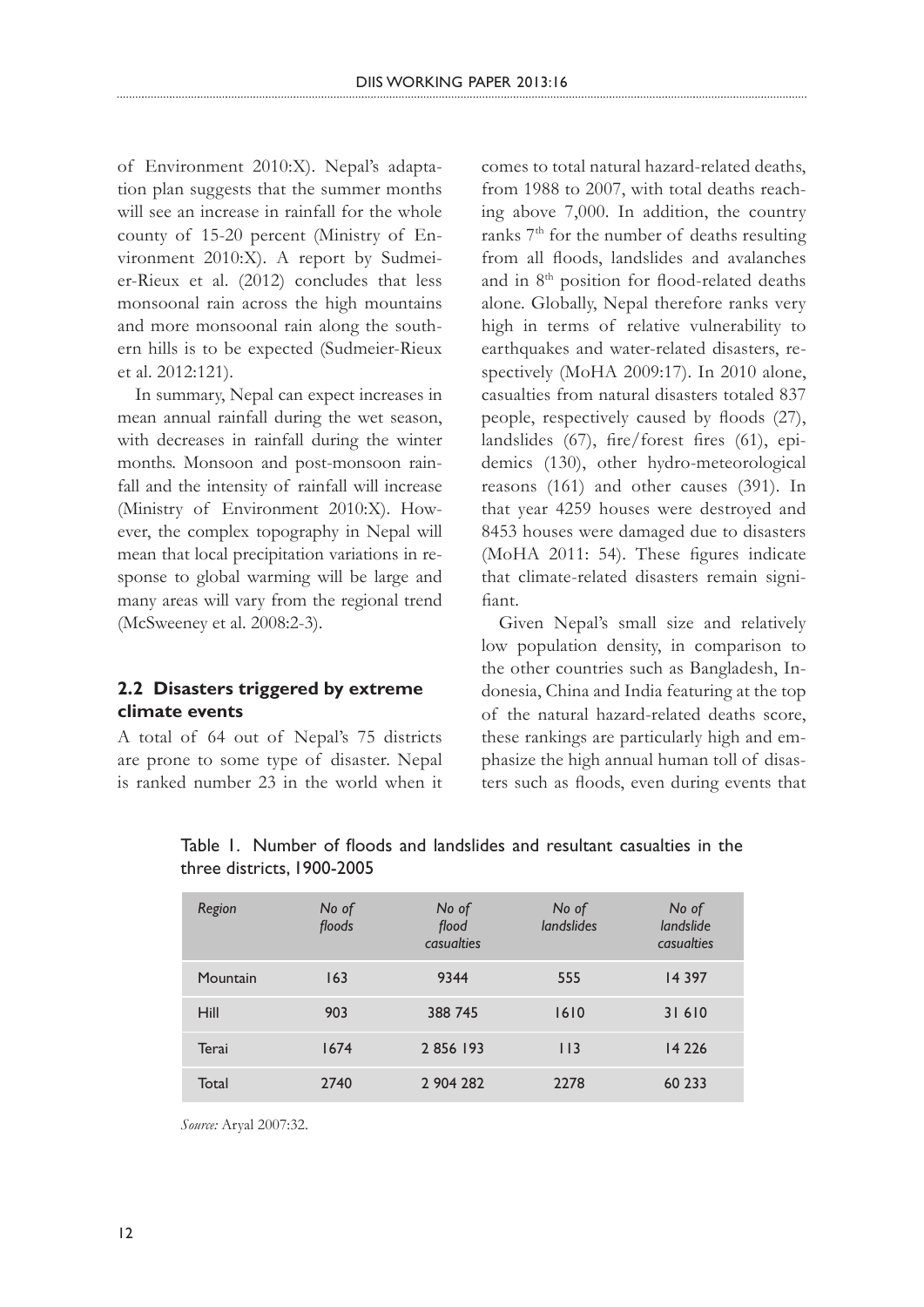of Environment 2010:X). Nepal's adaptation plan suggests that the summer months will see an increase in rainfall for the whole county of 15-20 percent (Ministry of Environment 2010:X). A report by Sudmeier-Rieux et al. (2012) concludes that less monsoonal rain across the high mountains and more monsoonal rain along the southern hills is to be expected (Sudmeier-Rieux et al. 2012:121).

In summary, Nepal can expect increases in mean annual rainfall during the wet season, with decreases in rainfall during the winter months. Monsoon and post-monsoon rainfall and the intensity of rainfall will increase (Ministry of Environment 2010:X). However, the complex topography in Nepal will mean that local precipitation variations in response to global warming will be large and many areas will vary from the regional trend (McSweeney et al. 2008:2-3).

## 2.2 Disasters triggered by extreme climate events

A total of 64 out of Nepal's 75 districts are prone to some type of disaster. Nepal is ranked number 23 in the world when it comes to total natural hazard-related deaths, from 1988 to 2007, with total deaths reaching above 7,000. In addition, the country ranks 7th for the number of deaths resulting from all floods, landslides and avalanches and in 8th position for flood-related deaths alone. Globally, Nepal therefore ranks very high in terms of relative vulnerability to earthquakes and water-related disasters, respectively (MoHA 2009:17). In 2010 alone, casualties from natural disasters totaled 837 people, respectively caused by floods (27), landslides (67), fire/forest fires (61), epidemics (130), other hydro-meteorological reasons (161) and other causes (391). In that year 4259 houses were destroyed and 8453 houses were damaged due to disasters (MoHA 2011: 54). These figures indicate that climate-related disasters remain significant.

Given Nepal's small size and relatively low population density, in comparison to the other countries such as Bangladesh, Indonesia, China and India featuring at the top of the natural hazard-related deaths score, these rankings are particularly high and emphasize the high annual human toll of disasters such as floods, even during events that

Table 1. Number of floods and landslides and resultant casualties in the three districts, 1900-2005

| *Region* | *No of floods* | *No of flood casualties* | *No of landslides* | *No of landslide casualties* |
|---|---|---|---|---|
| Mountain | 163 | 9344 | 555 | 14 397 |
| Hill | 903 | 388 745 | 1610 | 31 610 |
| Terai | 1674 | 2 856 193 | 113 | 14 226 |
| Total | 2740 | 2 904 282 | 2278 | 60 233 |

*Source:* Aryal 2007:32.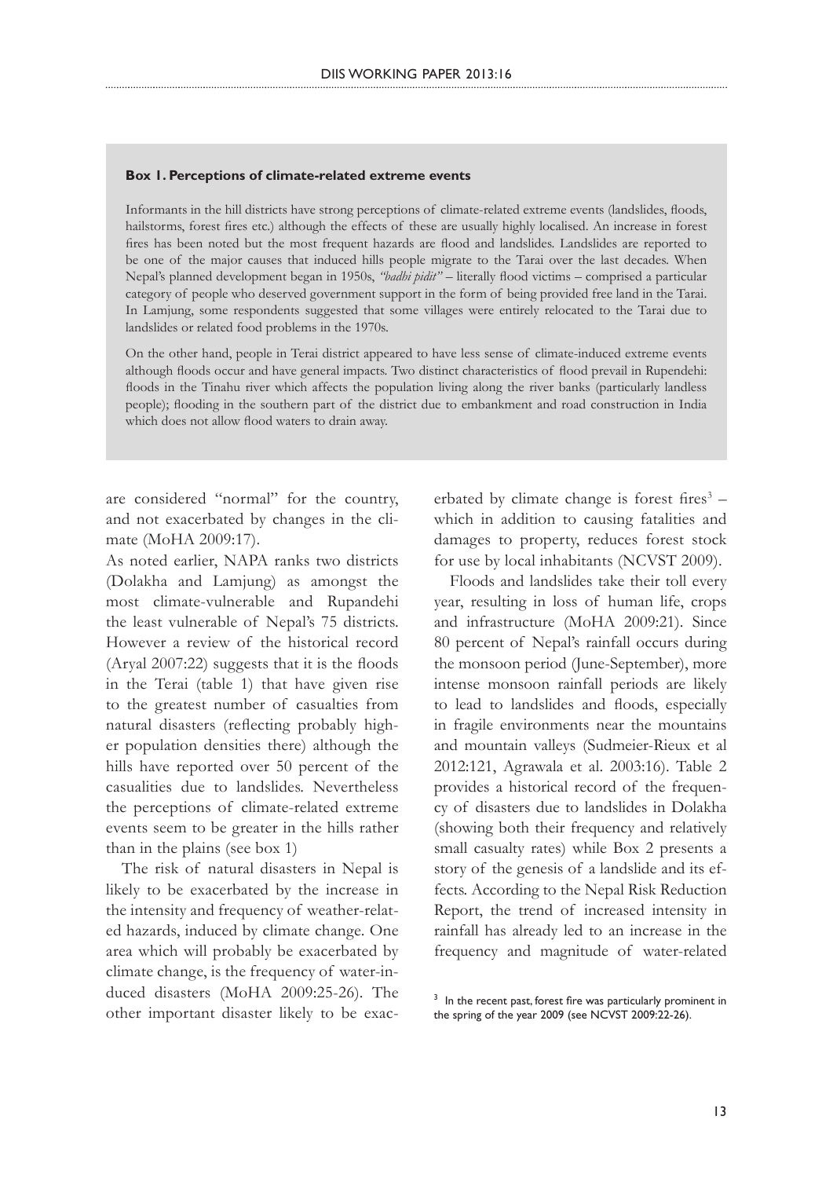**Box 1. Perceptions of climate-related extreme events**

Informants in the hill districts have strong perceptions of climate-related extreme events (landslides, floods, hailstorms, forest fires etc.) although the effects of these are usually highly localised. An increase in forest fires has been noted but the most frequent hazards are flood and landslides. Landslides are reported to be one of the major causes that induced hills people migrate to the Tarai over the last decades. When Nepal's planned development began in 1950s, *"badhi pidit"* – literally flood victims – comprised a particular category of people who deserved government support in the form of being provided free land in the Tarai. In Lamjung, some respondents suggested that some villages were entirely relocated to the Tarai due to landslides or related food problems in the 1970s.

On the other hand, people in Terai district appeared to have less sense of climate-induced extreme events although floods occur and have general impacts. Two distinct characteristics of flood prevail in Rupendehi: floods in the Tinahu river which affects the population living along the river banks (particularly landless people); flooding in the southern part of the district due to embankment and road construction in India which does not allow flood waters to drain away.

are considered "normal" for the country, and not exacerbated by changes in the climate (MoHA 2009:17).

As noted earlier, NAPA ranks two districts (Dolakha and Lamjung) as amongst the most climate-vulnerable and Rupandehi the least vulnerable of Nepal's 75 districts. However a review of the historical record (Aryal 2007:22) suggests that it is the floods in the Terai (table 1) that have given rise to the greatest number of casualties from natural disasters (reflecting probably higher population densities there) although the hills have reported over 50 percent of the casualities due to landslides. Nevertheless the perceptions of climate-related extreme events seem to be greater in the hills rather than in the plains (see box 1)

The risk of natural disasters in Nepal is likely to be exacerbated by the increase in the intensity and frequency of weather-related hazards, induced by climate change. One area which will probably be exacerbated by climate change, is the frequency of water-induced disasters (MoHA 2009:25-26). The other important disaster likely to be exacerbated by climate change is forest fires[3] – which in addition to causing fatalities and damages to property, reduces forest stock for use by local inhabitants (NCVST 2009).

Floods and landslides take their toll every year, resulting in loss of human life, crops and infrastructure (MoHA 2009:21). Since 80 percent of Nepal's rainfall occurs during the monsoon period (June-September), more intense monsoon rainfall periods are likely to lead to landslides and floods, especially in fragile environments near the mountains and mountain valleys (Sudmeier-Rieux et al 2012:121, Agrawala et al. 2003:16). Table 2 provides a historical record of the frequency of disasters due to landslides in Dolakha (showing both their frequency and relatively small casualty rates) while Box 2 presents a story of the genesis of a landslide and its effects. According to the Nepal Risk Reduction Report, the trend of increased intensity in rainfall has already led to an increase in the frequency and magnitude of water-related

[3] In the recent past, forest fire was particularly prominent in the spring of the year 2009 (see NCVST 2009:22-26).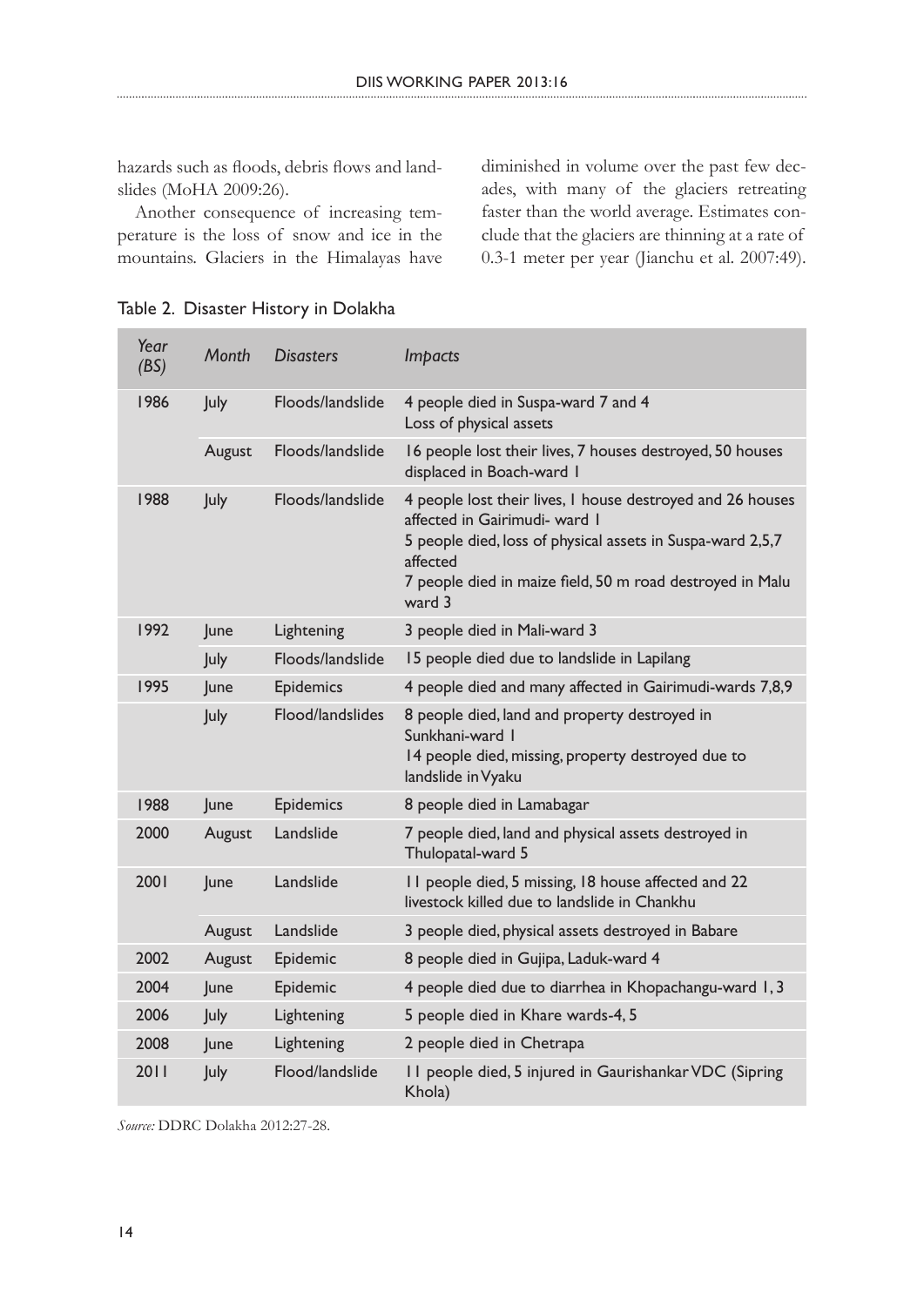hazards such as floods, debris flows and landslides (MoHA 2009:26).

Another consequence of increasing temperature is the loss of snow and ice in the mountains. Glaciers in the Himalayas have diminished in volume over the past few decades, with many of the glaciers retreating faster than the world average. Estimates conclude that the glaciers are thinning at a rate of 0.3-1 meter per year (Jianchu et al. 2007:49).

Table 2. Disaster History in Dolakha

| *Year (BS)* | *Month* | *Disasters* | *Impacts* |
|---|---|---|---|
| 1986 | July | Floods/landslide | 4 people died in Suspa-ward 7 and 4<br>Loss of physical assets |
| | August | Floods/landslide | 16 people lost their lives, 7 houses destroyed, 50 houses displaced in Boach-ward 1 |
| 1988 | July | Floods/landslide | 4 people lost their lives, 1 house destroyed and 26 houses affected in Gairimudi- ward 1<br>5 people died, loss of physical assets in Suspa-ward 2,5,7 affected<br>7 people died in maize field, 50 m road destroyed in Malu ward 3 |
| 1992 | June | Lightening | 3 people died in Mali-ward 3 |
| | July | Floods/landslide | 15 people died due to landslide in Lapilang |
| 1995 | June | Epidemics | 4 people died and many affected in Gairimudi-wards 7,8,9 |
| | July | Flood/landslides | 8 people died, land and property destroyed in Sunkhani-ward 1<br>14 people died, missing, property destroyed due to landslide in Vyaku |
| 1988 | June | Epidemics | 8 people died in Lamabagar |
| 2000 | August | Landslide | 7 people died, land and physical assets destroyed in Thulopatal-ward 5 |
| 2001 | June | Landslide | 11 people died, 5 missing, 18 house affected and 22 livestock killed due to landslide in Chankhu |
| | August | Landslide | 3 people died, physical assets destroyed in Babare |
| 2002 | August | Epidemic | 8 people died in Gujipa, Laduk-ward 4 |
| 2004 | June | Epidemic | 4 people died due to diarrhea in Khopachangu-ward 1, 3 |
| 2006 | July | Lightening | 5 people died in Khare wards-4, 5 |
| 2008 | June | Lightening | 2 people died in Chetrapa |
| 2011 | July | Flood/landslide | 11 people died, 5 injured in Gaurishankar VDC (Sipring Khola) |

*Source:* DDRC Dolakha 2012:27-28.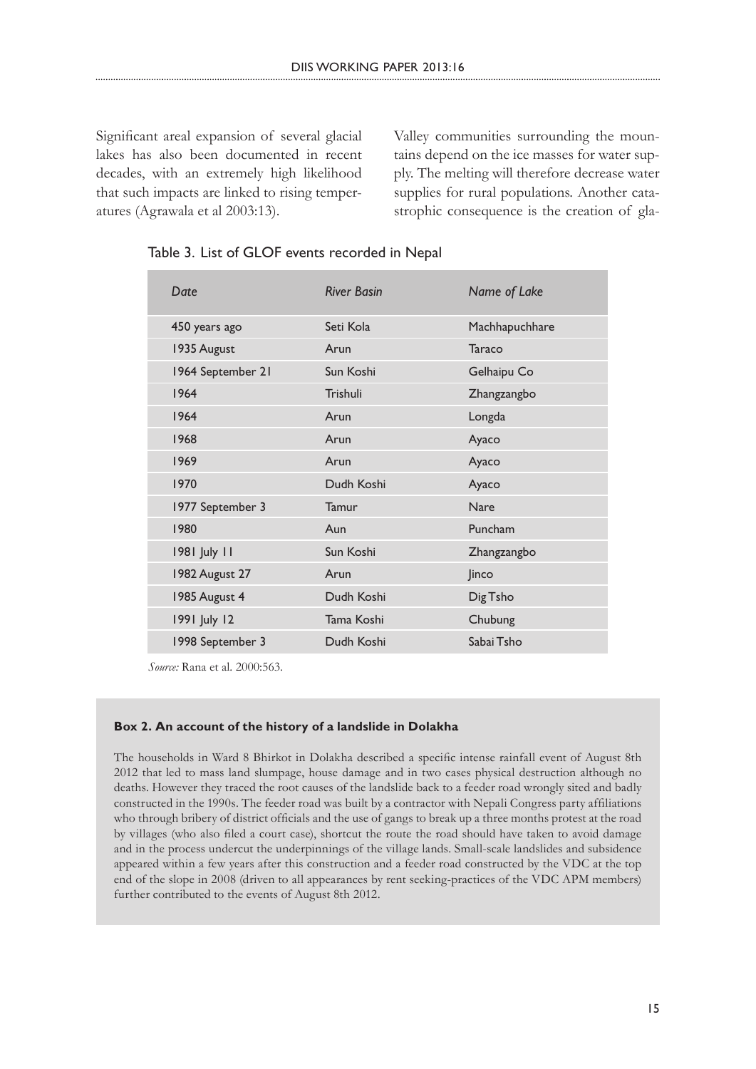Significant areal expansion of several glacial lakes has also been documented in recent decades, with an extremely high likelihood that such impacts are linked to rising temperatures (Agrawala et al 2003:13).

Valley communities surrounding the mountains depend on the ice masses for water supply. The melting will therefore decrease water supplies for rural populations. Another catastrophic consequence is the creation of gla-

Table 3. List of GLOF events recorded in Nepal

| *Date* | *River Basin* | *Name of Lake* |
|---|---|---|
| 450 years ago | Seti Kola | Machhapuchhare |
| 1935 August | Arun | Taraco |
| 1964 September 21 | Sun Koshi | Gelhaipu Co |
| 1964 | Trishuli | Zhangzangbo |
| 1964 | Arun | Longda |
| 1968 | Arun | Ayaco |
| 1969 | Arun | Ayaco |
| 1970 | Dudh Koshi | Ayaco |
| 1977 September 3 | Tamur | Nare |
| 1980 | Aun | Puncham |
| 1981 July 11 | Sun Koshi | Zhangzangbo |
| 1982 August 27 | Arun | Jinco |
| 1985 August 4 | Dudh Koshi | Dig Tsho |
| 1991 July 12 | Tama Koshi | Chubung |
| 1998 September 3 | Dudh Koshi | Sabai Tsho |

*Source:* Rana et al. 2000:563.

**Box 2. An account of the history of a landslide in Dolakha**

The households in Ward 8 Bhirkot in Dolakha described a specific intense rainfall event of August 8th 2012 that led to mass land slumpage, house damage and in two cases physical destruction although no deaths. However they traced the root causes of the landslide back to a feeder road wrongly sited and badly constructed in the 1990s. The feeder road was built by a contractor with Nepali Congress party affiliations who through bribery of district officials and the use of gangs to break up a three months protest at the road by villages (who also filed a court case), shortcut the route the road should have taken to avoid damage and in the process undercut the underpinnings of the village lands. Small-scale landslides and subsidence appeared within a few years after this construction and a feeder road constructed by the VDC at the top end of the slope in 2008 (driven to all appearances by rent seeking-practices of the VDC APM members) further contributed to the events of August 8th 2012.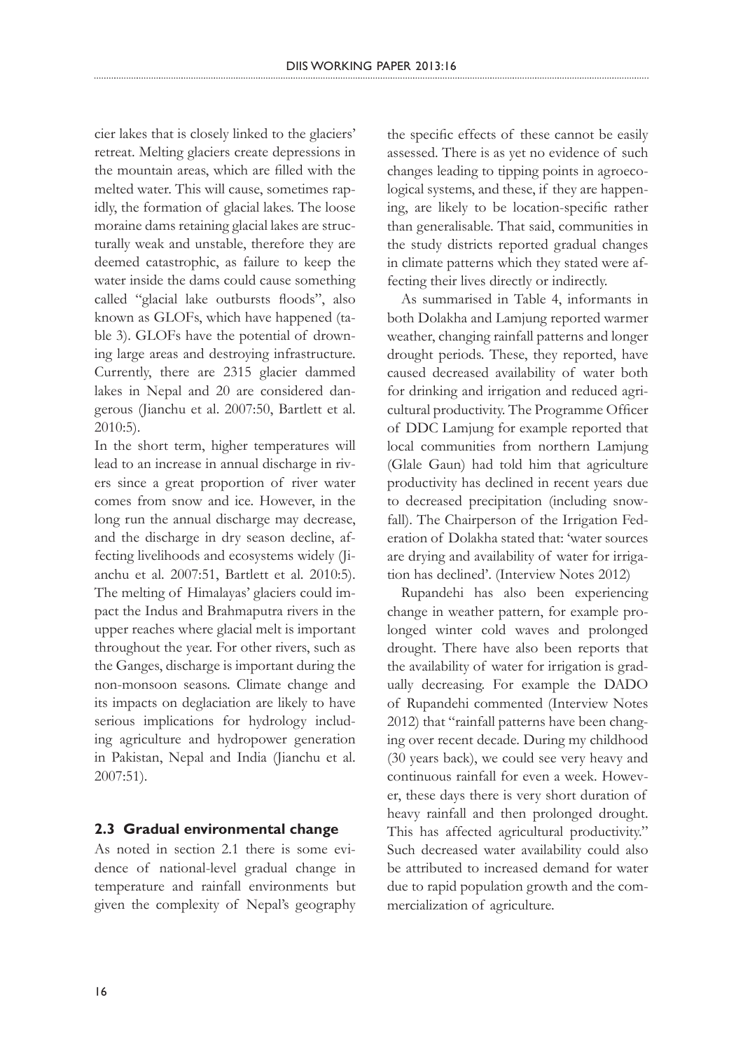cier lakes that is closely linked to the glaciers' retreat. Melting glaciers create depressions in the mountain areas, which are filled with the melted water. This will cause, sometimes rapidly, the formation of glacial lakes. The loose moraine dams retaining glacial lakes are structurally weak and unstable, therefore they are deemed catastrophic, as failure to keep the water inside the dams could cause something called "glacial lake outbursts floods", also known as GLOFs, which have happened (table 3). GLOFs have the potential of drowning large areas and destroying infrastructure. Currently, there are 2315 glacier dammed lakes in Nepal and 20 are considered dangerous (Jianchu et al. 2007:50, Bartlett et al. 2010:5).

In the short term, higher temperatures will lead to an increase in annual discharge in rivers since a great proportion of river water comes from snow and ice. However, in the long run the annual discharge may decrease, and the discharge in dry season decline, affecting livelihoods and ecosystems widely (Jianchu et al. 2007:51, Bartlett et al. 2010:5). The melting of Himalayas' glaciers could impact the Indus and Brahmaputra rivers in the upper reaches where glacial melt is important throughout the year. For other rivers, such as the Ganges, discharge is important during the non-monsoon seasons. Climate change and its impacts on deglaciation are likely to have serious implications for hydrology including agriculture and hydropower generation in Pakistan, Nepal and India (Jianchu et al. 2007:51).

### 2.3 Gradual environmental change

As noted in section 2.1 there is some evidence of national-level gradual change in temperature and rainfall environments but given the complexity of Nepal's geography the specific effects of these cannot be easily assessed. There is as yet no evidence of such changes leading to tipping points in agroecological systems, and these, if they are happening, are likely to be location-specific rather than generalisable. That said, communities in the study districts reported gradual changes in climate patterns which they stated were affecting their lives directly or indirectly.

As summarised in Table 4, informants in both Dolakha and Lamjung reported warmer weather, changing rainfall patterns and longer drought periods. These, they reported, have caused decreased availability of water both for drinking and irrigation and reduced agricultural productivity. The Programme Officer of DDC Lamjung for example reported that local communities from northern Lamjung (Glale Gaun) had told him that agriculture productivity has declined in recent years due to decreased precipitation (including snowfall). The Chairperson of the Irrigation Federation of Dolakha stated that: 'water sources are drying and availability of water for irrigation has declined'. (Interview Notes 2012)

Rupandehi has also been experiencing change in weather pattern, for example prolonged winter cold waves and prolonged drought. There have also been reports that the availability of water for irrigation is gradually decreasing. For example the DADO of Rupandehi commented (Interview Notes 2012) that "rainfall patterns have been changing over recent decade. During my childhood (30 years back), we could see very heavy and continuous rainfall for even a week. However, these days there is very short duration of heavy rainfall and then prolonged drought. This has affected agricultural productivity." Such decreased water availability could also be attributed to increased demand for water due to rapid population growth and the commercialization of agriculture.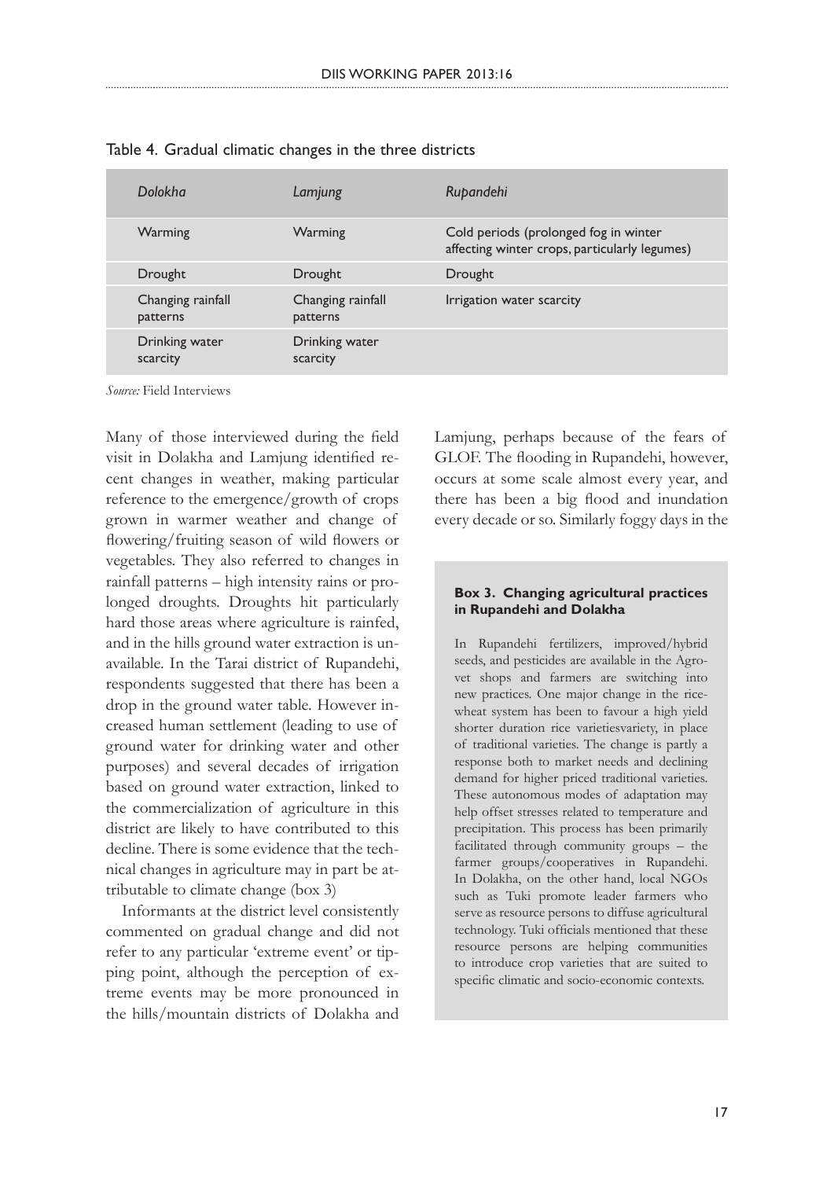Table 4. Gradual climatic changes in the three districts

| *Dolokha* | *Lamjung* | *Rupandehi* |
|---|---|---|
| Warming | Warming | Cold periods (prolonged fog in winter affecting winter crops, particularly legumes) |
| Drought | Drought | Drought |
| Changing rainfall patterns | Changing rainfall patterns | Irrigation water scarcity |
| Drinking water scarcity | Drinking water scarcity | |

*Source:* Field Interviews

Many of those interviewed during the field visit in Dolakha and Lamjung identified recent changes in weather, making particular reference to the emergence/growth of crops grown in warmer weather and change of flowering/fruiting season of wild flowers or vegetables. They also referred to changes in rainfall patterns – high intensity rains or prolonged droughts. Droughts hit particularly hard those areas where agriculture is rainfed, and in the hills ground water extraction is unavailable. In the Tarai district of Rupandehi, respondents suggested that there has been a drop in the ground water table. However increased human settlement (leading to use of ground water for drinking water and other purposes) and several decades of irrigation based on ground water extraction, linked to the commercialization of agriculture in this district are likely to have contributed to this decline. There is some evidence that the technical changes in agriculture may in part be attributable to climate change (box 3)

Informants at the district level consistently commented on gradual change and did not refer to any particular 'extreme event' or tipping point, although the perception of extreme events may be more pronounced in the hills/mountain districts of Dolakha and Lamjung, perhaps because of the fears of GLOF. The flooding in Rupandehi, however, occurs at some scale almost every year, and there has been a big flood and inundation every decade or so. Similarly foggy days in the

> **Box 3. Changing agricultural practices in Rupandehi and Dolakha**
>
> In Rupandehi fertilizers, improved/hybrid seeds, and pesticides are available in the Agrovet shops and farmers are switching into new practices. One major change in the rice-wheat system has been to favour a high yield shorter duration rice varietiesvariety, in place of traditional varieties. The change is partly a response both to market needs and declining demand for higher priced traditional varieties. These autonomous modes of adaptation may help offset stresses related to temperature and precipitation. This process has been primarily facilitated through community groups – the farmer groups/cooperatives in Rupandehi. In Dolakha, on the other hand, local NGOs such as Tuki promote leader farmers who serve as resource persons to diffuse agricultural technology. Tuki officials mentioned that these resource persons are helping communities to introduce crop varieties that are suited to specific climatic and socio-economic contexts.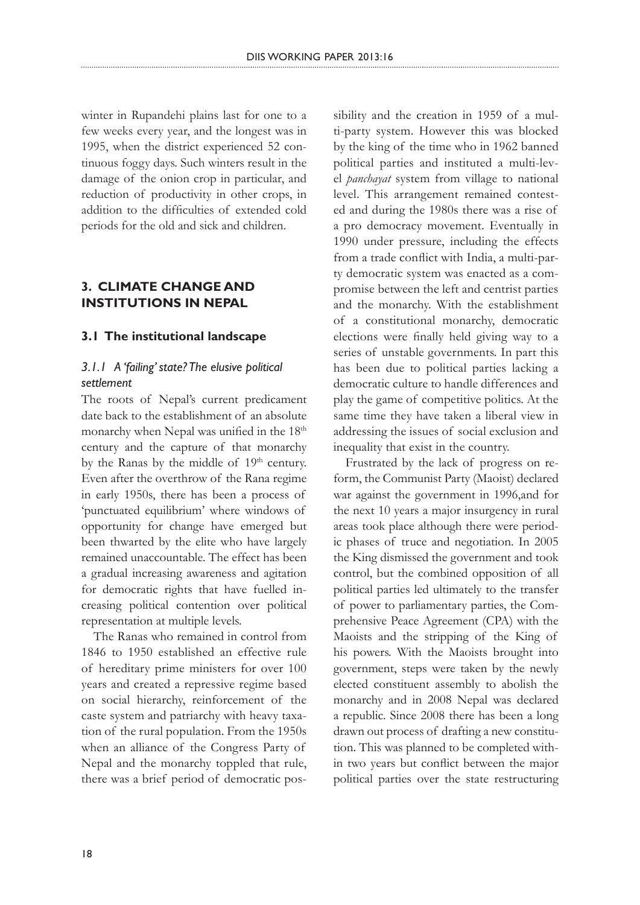winter in Rupandehi plains last for one to a few weeks every year, and the longest was in 1995, when the district experienced 52 continuous foggy days. Such winters result in the damage of the onion crop in particular, and reduction of productivity in other crops, in addition to the difficulties of extended cold periods for the old and sick and children.

## 3. CLIMATE CHANGE AND INSTITUTIONS IN NEPAL

### 3.1 The institutional landscape

#### *3.1.1 A 'failing' state? The elusive political settlement*

The roots of Nepal's current predicament date back to the establishment of an absolute monarchy when Nepal was unified in the 18th century and the capture of that monarchy by the Ranas by the middle of 19th century. Even after the overthrow of the Rana regime in early 1950s, there has been a process of 'punctuated equilibrium' where windows of opportunity for change have emerged but been thwarted by the elite who have largely remained unaccountable. The effect has been a gradual increasing awareness and agitation for democratic rights that have fuelled increasing political contention over political representation at multiple levels.

The Ranas who remained in control from 1846 to 1950 established an effective rule of hereditary prime ministers for over 100 years and created a repressive regime based on social hierarchy, reinforcement of the caste system and patriarchy with heavy taxation of the rural population. From the 1950s when an alliance of the Congress Party of Nepal and the monarchy toppled that rule, there was a brief period of democratic possibility and the creation in 1959 of a multi-party system. However this was blocked by the king of the time who in 1962 banned political parties and instituted a multi-level *panchayat* system from village to national level. This arrangement remained contested and during the 1980s there was a rise of a pro democracy movement. Eventually in 1990 under pressure, including the effects from a trade conflict with India, a multi-party democratic system was enacted as a compromise between the left and centrist parties and the monarchy. With the establishment of a constitutional monarchy, democratic elections were finally held giving way to a series of unstable governments. In part this has been due to political parties lacking a democratic culture to handle differences and play the game of competitive politics. At the same time they have taken a liberal view in addressing the issues of social exclusion and inequality that exist in the country.

Frustrated by the lack of progress on reform, the Communist Party (Maoist) declared war against the government in 1996,and for the next 10 years a major insurgency in rural areas took place although there were periodic phases of truce and negotiation. In 2005 the King dismissed the government and took control, but the combined opposition of all political parties led ultimately to the transfer of power to parliamentary parties, the Comprehensive Peace Agreement (CPA) with the Maoists and the stripping of the King of his powers. With the Maoists brought into government, steps were taken by the newly elected constituent assembly to abolish the monarchy and in 2008 Nepal was declared a republic. Since 2008 there has been a long drawn out process of drafting a new constitution. This was planned to be completed within two years but conflict between the major political parties over the state restructuring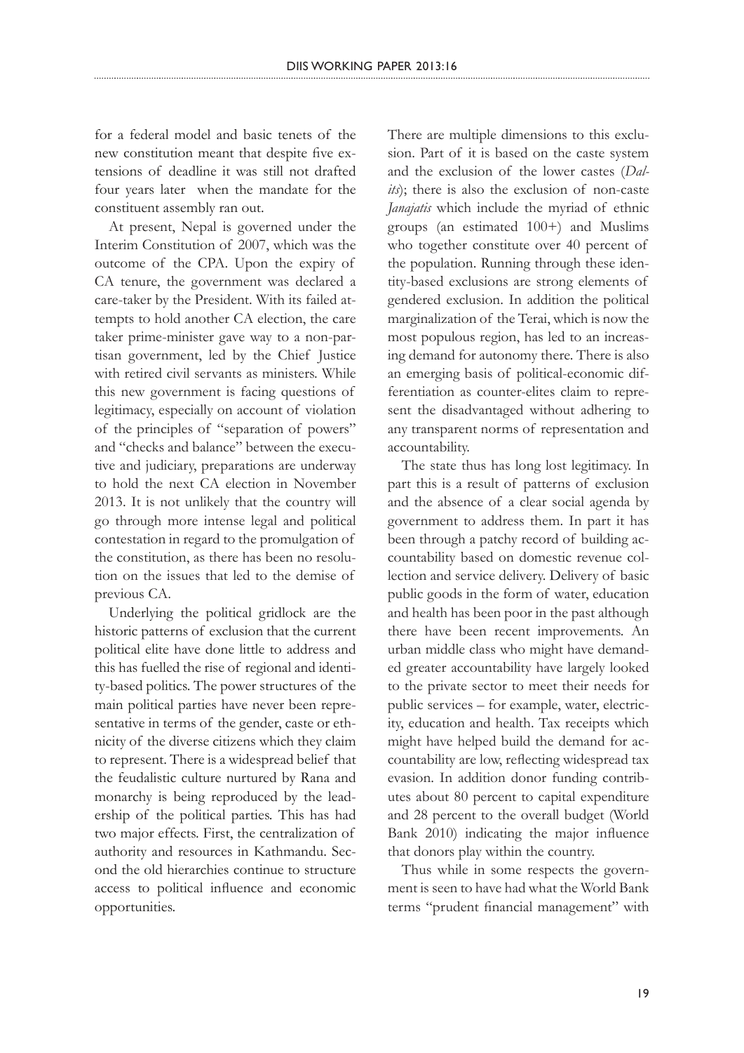for a federal model and basic tenets of the new constitution meant that despite five extensions of deadline it was still not drafted four years later when the mandate for the constituent assembly ran out.

At present, Nepal is governed under the Interim Constitution of 2007, which was the outcome of the CPA. Upon the expiry of CA tenure, the government was declared a care-taker by the President. With its failed attempts to hold another CA election, the care taker prime-minister gave way to a non-partisan government, led by the Chief Justice with retired civil servants as ministers. While this new government is facing questions of legitimacy, especially on account of violation of the principles of "separation of powers" and "checks and balance" between the executive and judiciary, preparations are underway to hold the next CA election in November 2013. It is not unlikely that the country will go through more intense legal and political contestation in regard to the promulgation of the constitution, as there has been no resolution on the issues that led to the demise of previous CA.

Underlying the political gridlock are the historic patterns of exclusion that the current political elite have done little to address and this has fuelled the rise of regional and identity-based politics. The power structures of the main political parties have never been representative in terms of the gender, caste or ethnicity of the diverse citizens which they claim to represent. There is a widespread belief that the feudalistic culture nurtured by Rana and monarchy is being reproduced by the leadership of the political parties. This has had two major effects. First, the centralization of authority and resources in Kathmandu. Second the old hierarchies continue to structure access to political influence and economic opportunities.

There are multiple dimensions to this exclusion. Part of it is based on the caste system and the exclusion of the lower castes (*Dalits*); there is also the exclusion of non-caste *Janajatis* which include the myriad of ethnic groups (an estimated 100+) and Muslims who together constitute over 40 percent of the population. Running through these identity-based exclusions are strong elements of gendered exclusion. In addition the political marginalization of the Terai, which is now the most populous region, has led to an increasing demand for autonomy there. There is also an emerging basis of political-economic differentiation as counter-elites claim to represent the disadvantaged without adhering to any transparent norms of representation and accountability.

The state thus has long lost legitimacy. In part this is a result of patterns of exclusion and the absence of a clear social agenda by government to address them. In part it has been through a patchy record of building accountability based on domestic revenue collection and service delivery. Delivery of basic public goods in the form of water, education and health has been poor in the past although there have been recent improvements. An urban middle class who might have demanded greater accountability have largely looked to the private sector to meet their needs for public services – for example, water, electricity, education and health. Tax receipts which might have helped build the demand for accountability are low, reflecting widespread tax evasion. In addition donor funding contributes about 80 percent to capital expenditure and 28 percent to the overall budget (World Bank 2010) indicating the major influence that donors play within the country.

Thus while in some respects the government is seen to have had what the World Bank terms "prudent financial management" with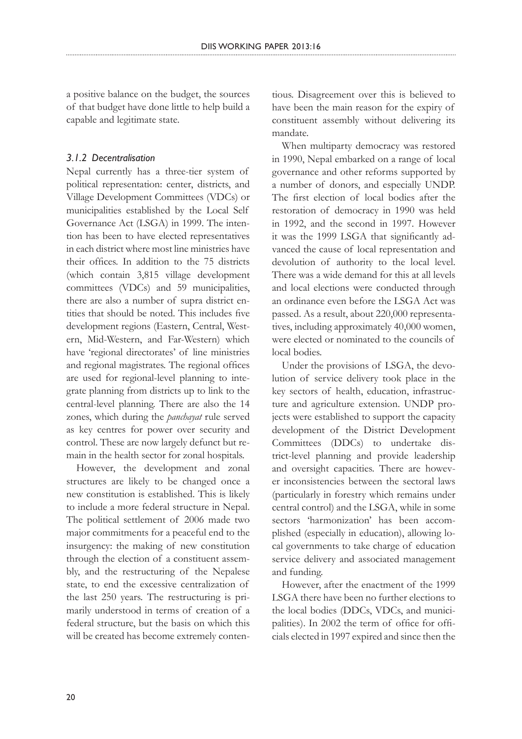a positive balance on the budget, the sources of that budget have done little to help build a capable and legitimate state.

### *3.1.2 Decentralisation*

Nepal currently has a three-tier system of political representation: center, districts, and Village Development Committees (VDCs) or municipalities established by the Local Self Governance Act (LSGA) in 1999. The intention has been to have elected representatives in each district where most line ministries have their offices. In addition to the 75 districts (which contain 3,815 village development committees (VDCs) and 59 municipalities, there are also a number of supra district entities that should be noted. This includes five development regions (Eastern, Central, Western, Mid-Western, and Far-Western) which have 'regional directorates' of line ministries and regional magistrates. The regional offices are used for regional-level planning to integrate planning from districts up to link to the central-level planning. There are also the 14 zones, which during the *panchayat* rule served as key centres for power over security and control. These are now largely defunct but remain in the health sector for zonal hospitals.

However, the development and zonal structures are likely to be changed once a new constitution is established. This is likely to include a more federal structure in Nepal. The political settlement of 2006 made two major commitments for a peaceful end to the insurgency: the making of new constitution through the election of a constituent assembly, and the restructuring of the Nepalese state, to end the excessive centralization of the last 250 years. The restructuring is primarily understood in terms of creation of a federal structure, but the basis on which this will be created has become extremely contentious. Disagreement over this is believed to have been the main reason for the expiry of constituent assembly without delivering its mandate.

When multiparty democracy was restored in 1990, Nepal embarked on a range of local governance and other reforms supported by a number of donors, and especially UNDP. The first election of local bodies after the restoration of democracy in 1990 was held in 1992, and the second in 1997. However it was the 1999 LSGA that significantly advanced the cause of local representation and devolution of authority to the local level. There was a wide demand for this at all levels and local elections were conducted through an ordinance even before the LSGA Act was passed. As a result, about 220,000 representatives, including approximately 40,000 women, were elected or nominated to the councils of local bodies.

Under the provisions of LSGA, the devolution of service delivery took place in the key sectors of health, education, infrastructure and agriculture extension. UNDP projects were established to support the capacity development of the District Development Committees (DDCs) to undertake district-level planning and provide leadership and oversight capacities. There are however inconsistencies between the sectoral laws (particularly in forestry which remains under central control) and the LSGA, while in some sectors 'harmonization' has been accomplished (especially in education), allowing local governments to take charge of education service delivery and associated management and funding.

However, after the enactment of the 1999 LSGA there have been no further elections to the local bodies (DDCs, VDCs, and municipalities). In 2002 the term of office for officials elected in 1997 expired and since then the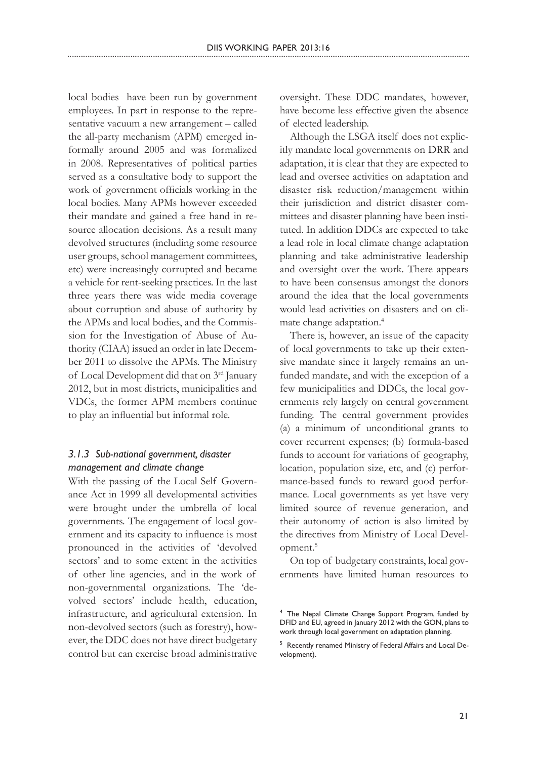local bodies have been run by government employees. In part in response to the representative vacuum a new arrangement – called the all-party mechanism (APM) emerged informally around 2005 and was formalized in 2008. Representatives of political parties served as a consultative body to support the work of government officials working in the local bodies. Many APMs however exceeded their mandate and gained a free hand in resource allocation decisions. As a result many devolved structures (including some resource user groups, school management committees, etc) were increasingly corrupted and became a vehicle for rent-seeking practices. In the last three years there was wide media coverage about corruption and abuse of authority by the APMs and local bodies, and the Commission for the Investigation of Abuse of Authority (CIAA) issued an order in late December 2011 to dissolve the APMs. The Ministry of Local Development did that on 3rd January 2012, but in most districts, municipalities and VDCs, the former APM members continue to play an influential but informal role.

### *3.1.3 Sub-national government, disaster management and climate change*

With the passing of the Local Self Governance Act in 1999 all developmental activities were brought under the umbrella of local governments. The engagement of local government and its capacity to influence is most pronounced in the activities of 'devolved sectors' and to some extent in the activities of other line agencies, and in the work of non-governmental organizations. The 'devolved sectors' include health, education, infrastructure, and agricultural extension. In non-devolved sectors (such as forestry), however, the DDC does not have direct budgetary control but can exercise broad administrative oversight. These DDC mandates, however, have become less effective given the absence of elected leadership.

Although the LSGA itself does not explicitly mandate local governments on DRR and adaptation, it is clear that they are expected to lead and oversee activities on adaptation and disaster risk reduction/management within their jurisdiction and district disaster committees and disaster planning have been instituted. In addition DDCs are expected to take a lead role in local climate change adaptation planning and take administrative leadership and oversight over the work. There appears to have been consensus amongst the donors around the idea that the local governments would lead activities on disasters and on climate change adaptation.[4]

There is, however, an issue of the capacity of local governments to take up their extensive mandate since it largely remains an unfunded mandate, and with the exception of a few municipalities and DDCs, the local governments rely largely on central government funding. The central government provides (a) a minimum of unconditional grants to cover recurrent expenses; (b) formula-based funds to account for variations of geography, location, population size, etc, and (c) performance-based funds to reward good performance. Local governments as yet have very limited source of revenue generation, and their autonomy of action is also limited by the directives from Ministry of Local Development.[5]

On top of budgetary constraints, local governments have limited human resources to

---

[4] The Nepal Climate Change Support Program, funded by DFID and EU, agreed in January 2012 with the GON, plans to work through local government on adaptation planning.

[5] Recently renamed Ministry of Federal Affairs and Local Development).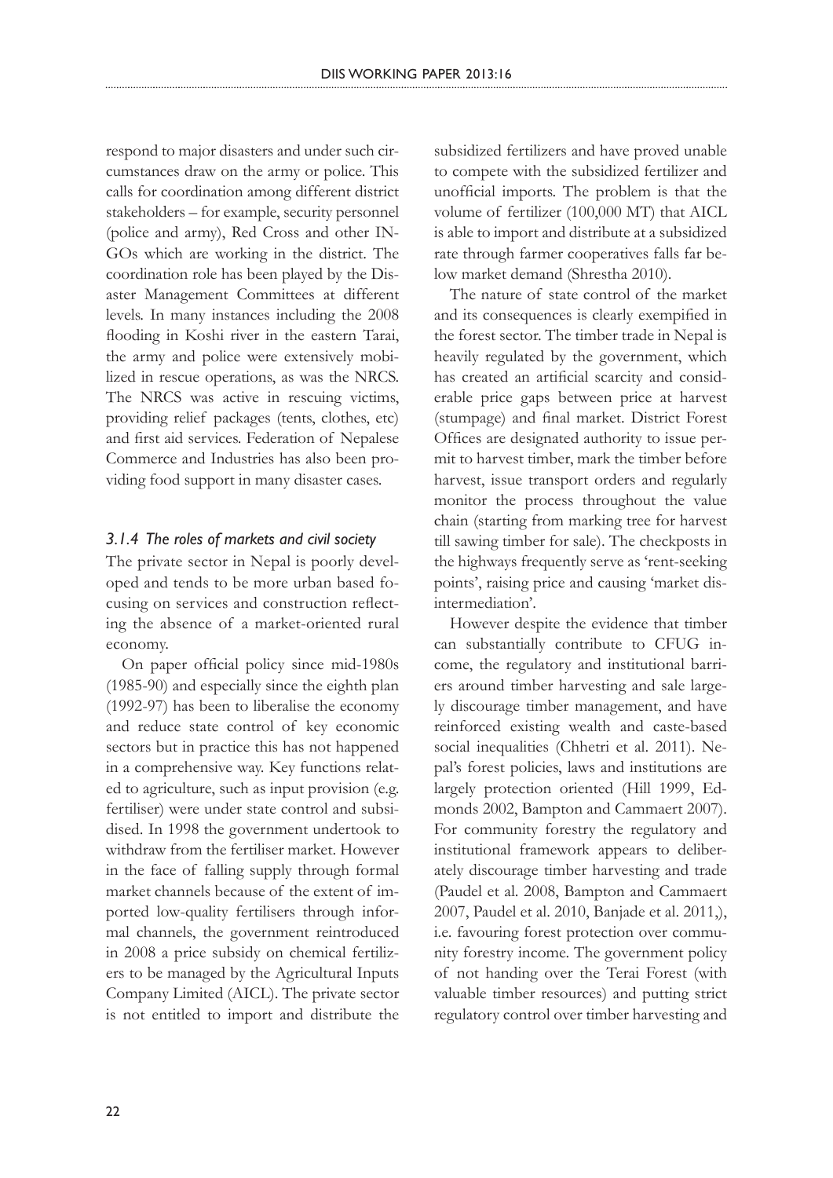respond to major disasters and under such circumstances draw on the army or police. This calls for coordination among different district stakeholders – for example, security personnel (police and army), Red Cross and other INGOs which are working in the district. The coordination role has been played by the Disaster Management Committees at different levels. In many instances including the 2008 flooding in Koshi river in the eastern Tarai, the army and police were extensively mobilized in rescue operations, as was the NRCS. The NRCS was active in rescuing victims, providing relief packages (tents, clothes, etc) and first aid services. Federation of Nepalese Commerce and Industries has also been providing food support in many disaster cases.

### *3.1.4 The roles of markets and civil society*

The private sector in Nepal is poorly developed and tends to be more urban based focusing on services and construction reflecting the absence of a market-oriented rural economy.

On paper official policy since mid-1980s (1985-90) and especially since the eighth plan (1992-97) has been to liberalise the economy and reduce state control of key economic sectors but in practice this has not happened in a comprehensive way. Key functions related to agriculture, such as input provision (e.g. fertiliser) were under state control and subsidised. In 1998 the government undertook to withdraw from the fertiliser market. However in the face of falling supply through formal market channels because of the extent of imported low-quality fertilisers through informal channels, the government reintroduced in 2008 a price subsidy on chemical fertilizers to be managed by the Agricultural Inputs Company Limited (AICL). The private sector is not entitled to import and distribute the subsidized fertilizers and have proved unable to compete with the subsidized fertilizer and unofficial imports. The problem is that the volume of fertilizer (100,000 MT) that AICL is able to import and distribute at a subsidized rate through farmer cooperatives falls far below market demand (Shrestha 2010).

The nature of state control of the market and its consequences is clearly exemplified in the forest sector. The timber trade in Nepal is heavily regulated by the government, which has created an artificial scarcity and considerable price gaps between price at harvest (stumpage) and final market. District Forest Offices are designated authority to issue permit to harvest timber, mark the timber before harvest, issue transport orders and regularly monitor the process throughout the value chain (starting from marking tree for harvest till sawing timber for sale). The checkposts in the highways frequently serve as 'rent-seeking points', raising price and causing 'market disintermediation'.

However despite the evidence that timber can substantially contribute to CFUG income, the regulatory and institutional barriers around timber harvesting and sale largely discourage timber management, and have reinforced existing wealth and caste-based social inequalities (Chhetri et al. 2011). Nepal's forest policies, laws and institutions are largely protection oriented (Hill 1999, Edmonds 2002, Bampton and Cammaert 2007). For community forestry the regulatory and institutional framework appears to deliberately discourage timber harvesting and trade (Paudel et al. 2008, Bampton and Cammaert 2007, Paudel et al. 2010, Banjade et al. 2011,), i.e. favouring forest protection over community forestry income. The government policy of not handing over the Terai Forest (with valuable timber resources) and putting strict regulatory control over timber harvesting and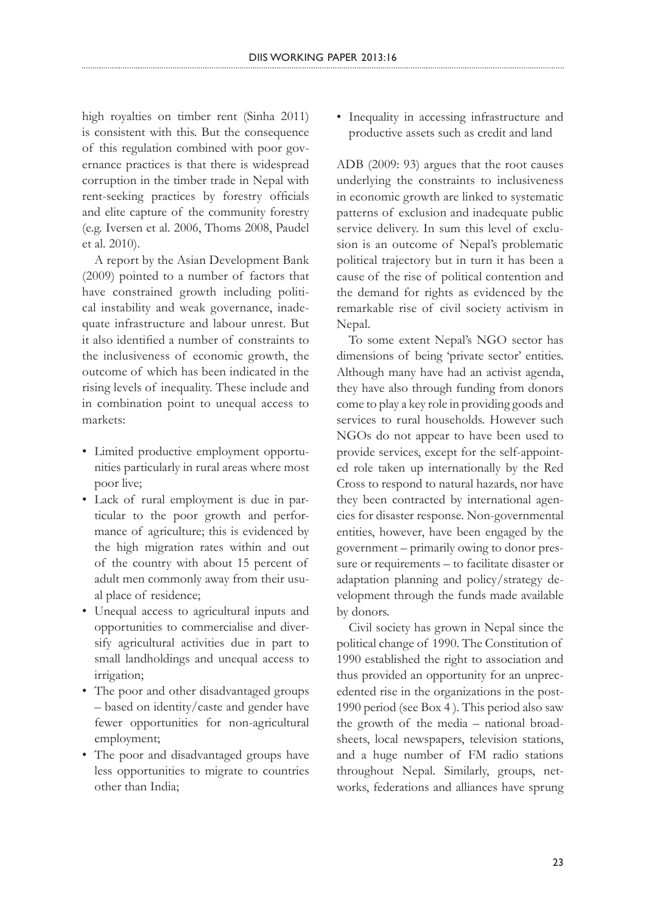high royalties on timber rent (Sinha 2011) is consistent with this. But the consequence of this regulation combined with poor governance practices is that there is widespread corruption in the timber trade in Nepal with rent-seeking practices by forestry officials and elite capture of the community forestry (e.g. Iversen et al. 2006, Thoms 2008, Paudel et al. 2010).

A report by the Asian Development Bank (2009) pointed to a number of factors that have constrained growth including political instability and weak governance, inadequate infrastructure and labour unrest. But it also identified a number of constraints to the inclusiveness of economic growth, the outcome of which has been indicated in the rising levels of inequality. These include and in combination point to unequal access to markets:

- Limited productive employment opportunities particularly in rural areas where most poor live;
- Lack of rural employment is due in particular to the poor growth and performance of agriculture; this is evidenced by the high migration rates within and out of the country with about 15 percent of adult men commonly away from their usual place of residence;
- Unequal access to agricultural inputs and opportunities to commercialise and diversify agricultural activities due in part to small landholdings and unequal access to irrigation;
- The poor and other disadvantaged groups – based on identity/caste and gender have fewer opportunities for non-agricultural employment;
- The poor and disadvantaged groups have less opportunities to migrate to countries other than India;
- Inequality in accessing infrastructure and productive assets such as credit and land

ADB (2009: 93) argues that the root causes underlying the constraints to inclusiveness in economic growth are linked to systematic patterns of exclusion and inadequate public service delivery. In sum this level of exclusion is an outcome of Nepal's problematic political trajectory but in turn it has been a cause of the rise of political contention and the demand for rights as evidenced by the remarkable rise of civil society activism in Nepal.

To some extent Nepal's NGO sector has dimensions of being 'private sector' entities. Although many have had an activist agenda, they have also through funding from donors come to play a key role in providing goods and services to rural households. However such NGOs do not appear to have been used to provide services, except for the self-appointed role taken up internationally by the Red Cross to respond to natural hazards, nor have they been contracted by international agencies for disaster response. Non-governmental entities, however, have been engaged by the government – primarily owing to donor pressure or requirements – to facilitate disaster or adaptation planning and policy/strategy development through the funds made available by donors.

Civil society has grown in Nepal since the political change of 1990. The Constitution of 1990 established the right to association and thus provided an opportunity for an unprecedented rise in the organizations in the post-1990 period (see Box 4 ). This period also saw the growth of the media – national broadsheets, local newspapers, television stations, and a huge number of FM radio stations throughout Nepal. Similarly, groups, networks, federations and alliances have sprung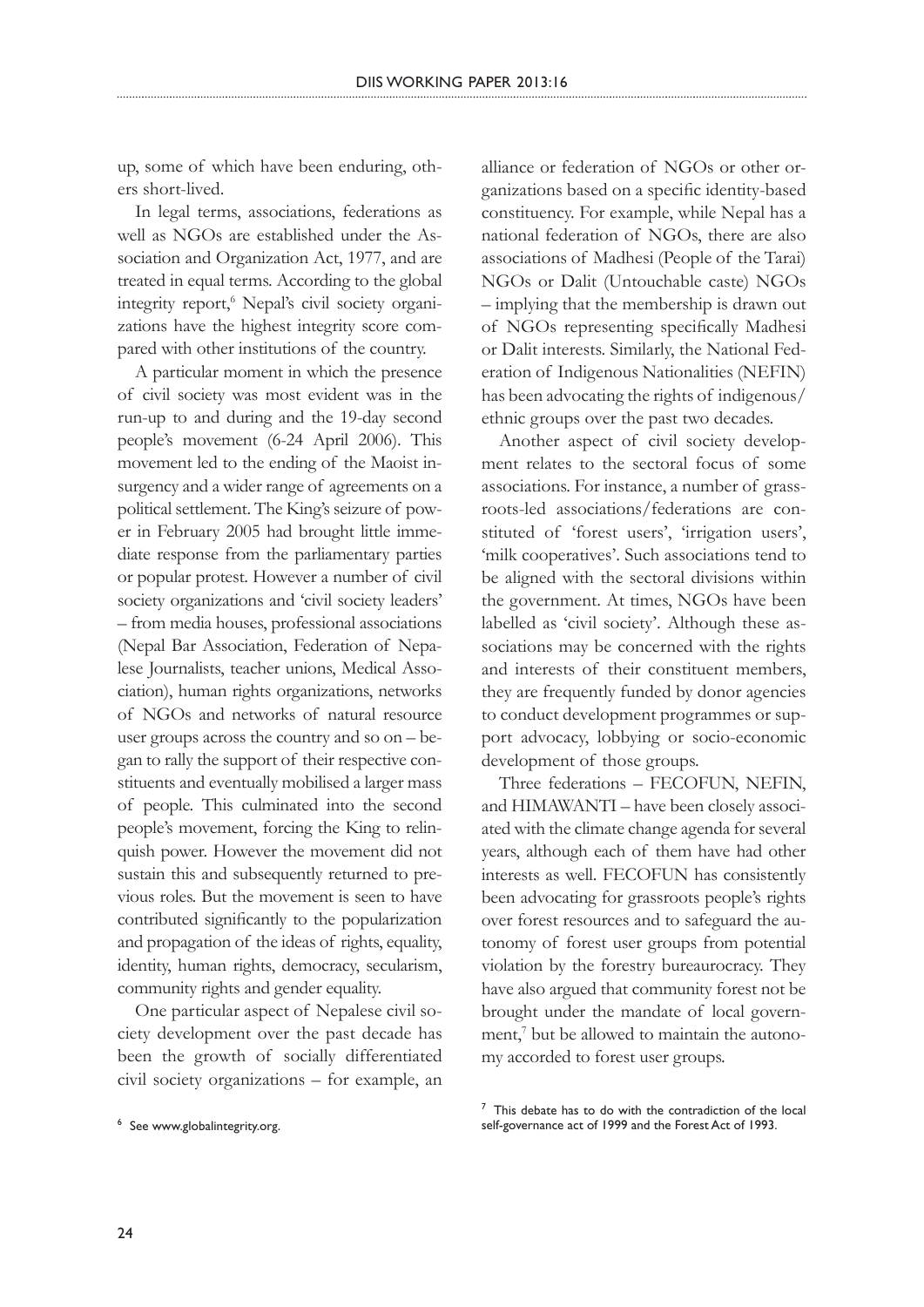up, some of which have been enduring, others short-lived.

In legal terms, associations, federations as well as NGOs are established under the Association and Organization Act, 1977, and are treated in equal terms. According to the global integrity report,[6] Nepal's civil society organizations have the highest integrity score compared with other institutions of the country.

A particular moment in which the presence of civil society was most evident was in the run-up to and during and the 19-day second people's movement (6-24 April 2006). This movement led to the ending of the Maoist insurgency and a wider range of agreements on a political settlement. The King's seizure of power in February 2005 had brought little immediate response from the parliamentary parties or popular protest. However a number of civil society organizations and 'civil society leaders' – from media houses, professional associations (Nepal Bar Association, Federation of Nepalese Journalists, teacher unions, Medical Association), human rights organizations, networks of NGOs and networks of natural resource user groups across the country and so on – began to rally the support of their respective constituents and eventually mobilised a larger mass of people. This culminated into the second people's movement, forcing the King to relinquish power. However the movement did not sustain this and subsequently returned to previous roles. But the movement is seen to have contributed significantly to the popularization and propagation of the ideas of rights, equality, identity, human rights, democracy, secularism, community rights and gender equality.

One particular aspect of Nepalese civil society development over the past decade has been the growth of socially differentiated civil society organizations – for example, an alliance or federation of NGOs or other organizations based on a specific identity-based constituency. For example, while Nepal has a national federation of NGOs, there are also associations of Madhesi (People of the Tarai) NGOs or Dalit (Untouchable caste) NGOs – implying that the membership is drawn out of NGOs representing specifically Madhesi or Dalit interests. Similarly, the National Federation of Indigenous Nationalities (NEFIN) has been advocating the rights of indigenous/ethnic groups over the past two decades.

Another aspect of civil society development relates to the sectoral focus of some associations. For instance, a number of grassroots-led associations/federations are constituted of 'forest users', 'irrigation users', 'milk cooperatives'. Such associations tend to be aligned with the sectoral divisions within the government. At times, NGOs have been labelled as 'civil society'. Although these associations may be concerned with the rights and interests of their constituent members, they are frequently funded by donor agencies to conduct development programmes or support advocacy, lobbying or socio-economic development of those groups.

Three federations – FECOFUN, NEFIN, and HIMAWANTI – have been closely associated with the climate change agenda for several years, although each of them have had other interests as well. FECOFUN has consistently been advocating for grassroots people's rights over forest resources and to safeguard the autonomy of forest user groups from potential violation by the forestry bureaurocracy. They have also argued that community forest not be brought under the mandate of local government,[7] but be allowed to maintain the autonomy accorded to forest user groups.

[6] See www.globalintegrity.org.

[7] This debate has to do with the contradiction of the local self-governance act of 1999 and the Forest Act of 1993.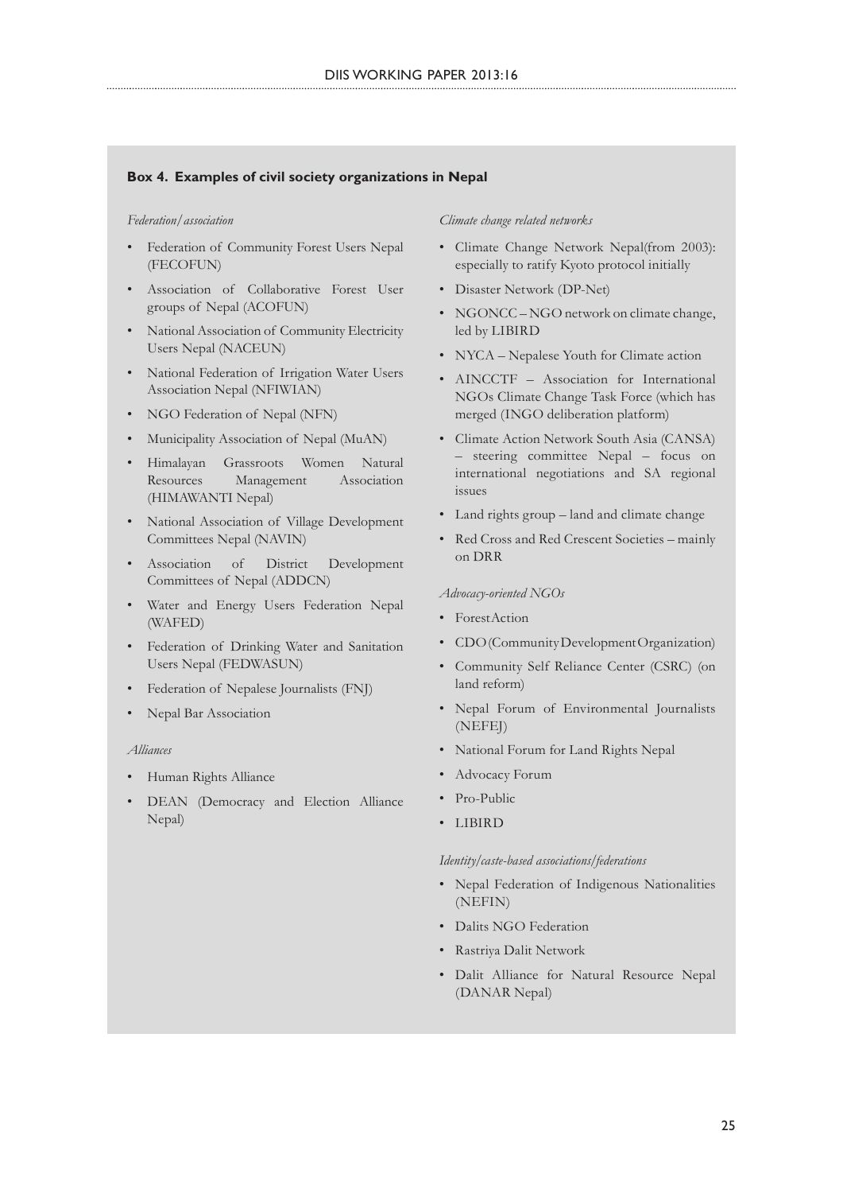**Box 4. Examples of civil society organizations in Nepal**

*Federation/association*

- Federation of Community Forest Users Nepal (FECOFUN)
- Association of Collaborative Forest User groups of Nepal (ACOFUN)
- National Association of Community Electricity Users Nepal (NACEUN)
- National Federation of Irrigation Water Users Association Nepal (NFIWIAN)
- NGO Federation of Nepal (NFN)
- Municipality Association of Nepal (MuAN)
- Himalayan Grassroots Women Natural Resources Management Association (HIMAWANTI Nepal)
- National Association of Village Development Committees Nepal (NAVIN)
- Association of District Development Committees of Nepal (ADDCN)
- Water and Energy Users Federation Nepal (WAFED)
- Federation of Drinking Water and Sanitation Users Nepal (FEDWASUN)
- Federation of Nepalese Journalists (FNJ)
- Nepal Bar Association

*Alliances*

- Human Rights Alliance
- DEAN (Democracy and Election Alliance Nepal)

*Climate change related networks*

- Climate Change Network Nepal(from 2003): especially to ratify Kyoto protocol initially
- Disaster Network (DP-Net)
- NGONCC – NGO network on climate change, led by LIBIRD
- NYCA – Nepalese Youth for Climate action
- AINCCTF – Association for International NGOs Climate Change Task Force (which has merged (INGO deliberation platform)
- Climate Action Network South Asia (CANSA) – steering committee Nepal – focus on international negotiations and SA regional issues
- Land rights group – land and climate change
- Red Cross and Red Crescent Societies – mainly on DRR

*Advocacy-oriented NGOs*

- ForestAction
- CDO (Community Development Organization)
- Community Self Reliance Center (CSRC) (on land reform)
- Nepal Forum of Environmental Journalists (NEFEJ)
- National Forum for Land Rights Nepal
- Advocacy Forum
- Pro-Public
- LIBIRD

*Identity/caste-based associations/federations*

- Nepal Federation of Indigenous Nationalities (NEFIN)
- Dalits NGO Federation
- Rastriya Dalit Network
- Dalit Alliance for Natural Resource Nepal (DANAR Nepal)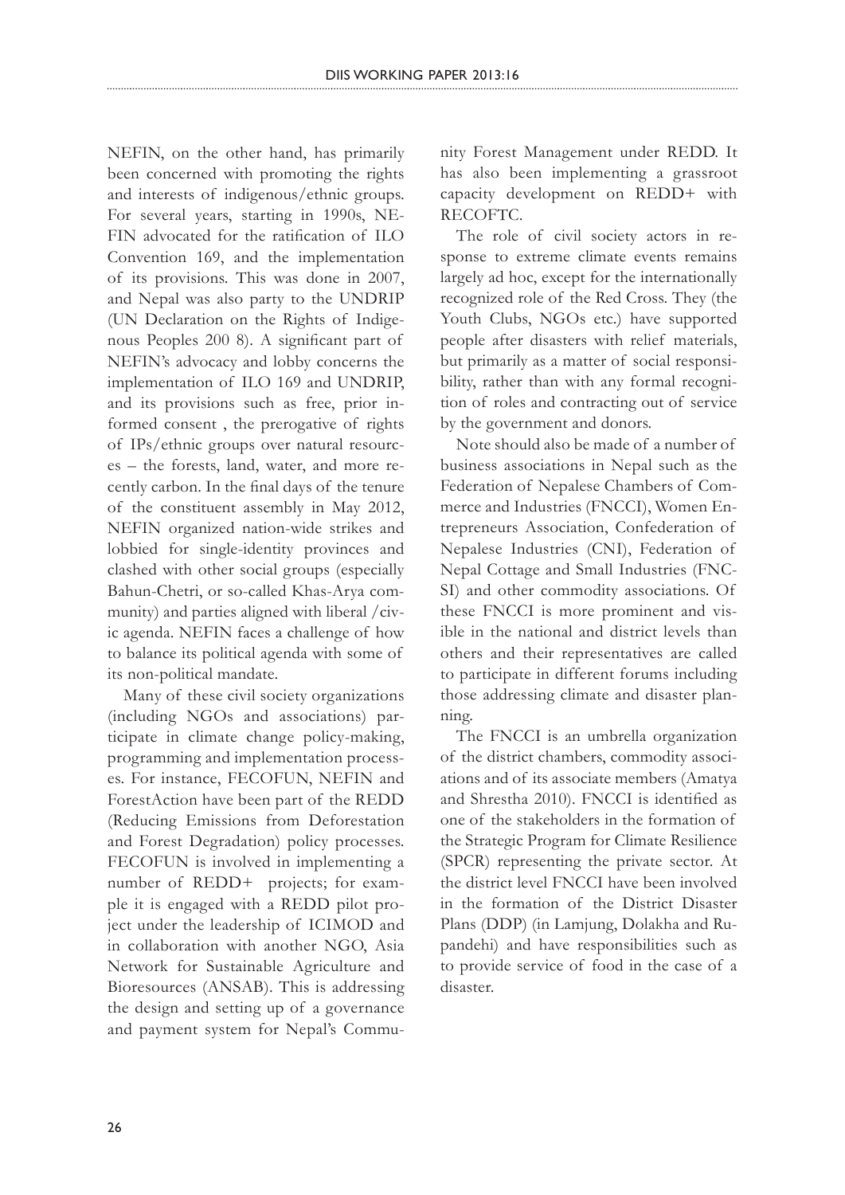NEFIN, on the other hand, has primarily been concerned with promoting the rights and interests of indigenous/ethnic groups. For several years, starting in 1990s, NEFIN advocated for the ratification of ILO Convention 169, and the implementation of its provisions. This was done in 2007, and Nepal was also party to the UNDRIP (UN Declaration on the Rights of Indigenous Peoples 200 8). A significant part of NEFIN's advocacy and lobby concerns the implementation of ILO 169 and UNDRIP, and its provisions such as free, prior informed consent , the prerogative of rights of IPs/ethnic groups over natural resources – the forests, land, water, and more recently carbon. In the final days of the tenure of the constituent assembly in May 2012, NEFIN organized nation-wide strikes and lobbied for single-identity provinces and clashed with other social groups (especially Bahun-Chetri, or so-called Khas-Arya community) and parties aligned with liberal /civic agenda. NEFIN faces a challenge of how to balance its political agenda with some of its non-political mandate.

Many of these civil society organizations (including NGOs and associations) participate in climate change policy-making, programming and implementation processes. For instance, FECOFUN, NEFIN and ForestAction have been part of the REDD (Reducing Emissions from Deforestation and Forest Degradation) policy processes. FECOFUN is involved in implementing a number of REDD+ projects; for example it is engaged with a REDD pilot project under the leadership of ICIMOD and in collaboration with another NGO, Asia Network for Sustainable Agriculture and Bioresources (ANSAB). This is addressing the design and setting up of a governance and payment system for Nepal's Community Forest Management under REDD. It has also been implementing a grassroot capacity development on REDD+ with RECOFTC.

The role of civil society actors in response to extreme climate events remains largely ad hoc, except for the internationally recognized role of the Red Cross. They (the Youth Clubs, NGOs etc.) have supported people after disasters with relief materials, but primarily as a matter of social responsibility, rather than with any formal recognition of roles and contracting out of service by the government and donors.

Note should also be made of a number of business associations in Nepal such as the Federation of Nepalese Chambers of Commerce and Industries (FNCCI), Women Entrepreneurs Association, Confederation of Nepalese Industries (CNI), Federation of Nepal Cottage and Small Industries (FNCSI) and other commodity associations. Of these FNCCI is more prominent and visible in the national and district levels than others and their representatives are called to participate in different forums including those addressing climate and disaster planning.

The FNCCI is an umbrella organization of the district chambers, commodity associations and of its associate members (Amatya and Shrestha 2010). FNCCI is identified as one of the stakeholders in the formation of the Strategic Program for Climate Resilience (SPCR) representing the private sector. At the district level FNCCI have been involved in the formation of the District Disaster Plans (DDP) (in Lamjung, Dolakha and Rupandehi) and have responsibilities such as to provide service of food in the case of a disaster.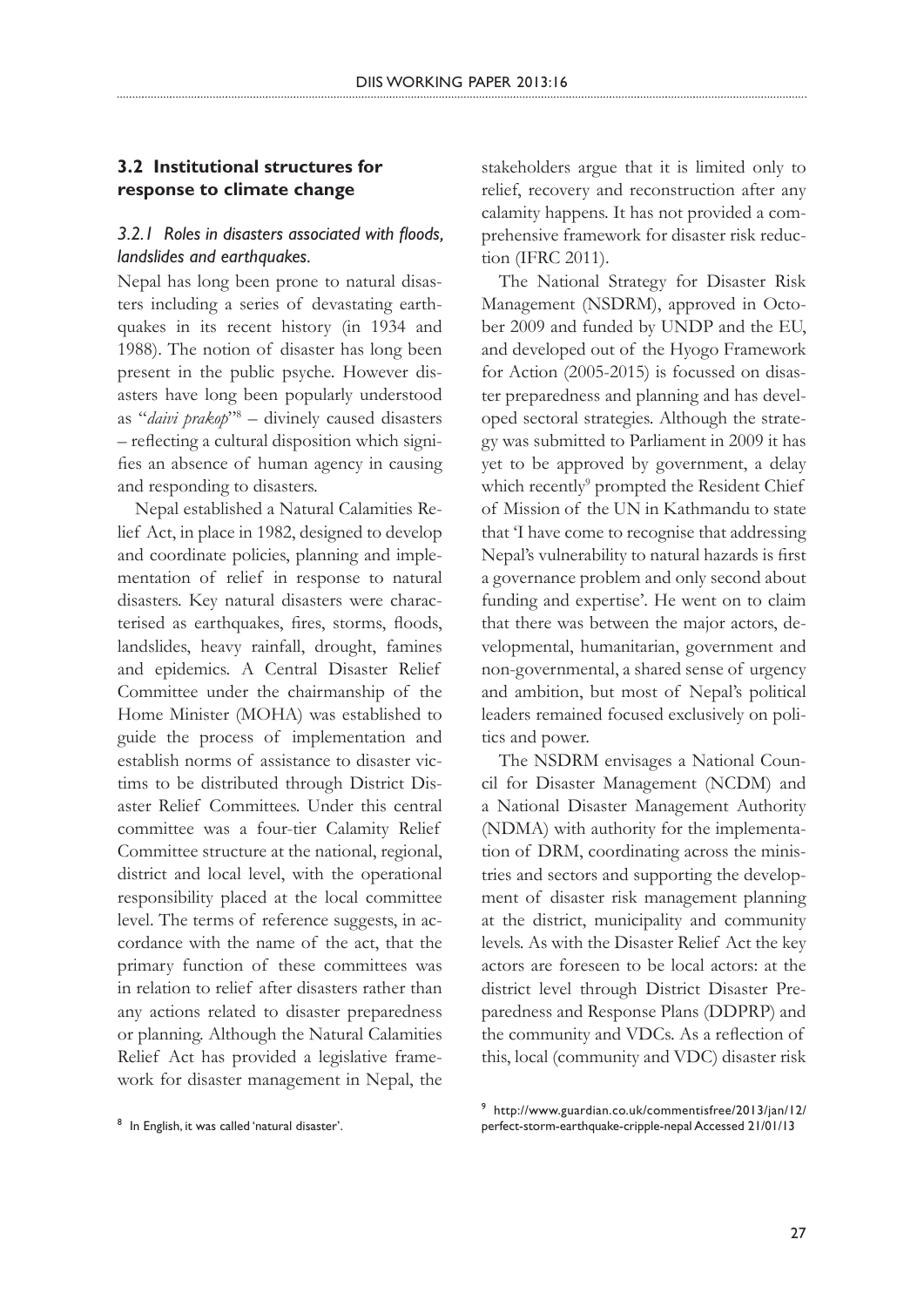## 3.2 Institutional structures for response to climate change

### *3.2.1 Roles in disasters associated with floods, landslides and earthquakes.*

Nepal has long been prone to natural disasters including a series of devastating earthquakes in its recent history (in 1934 and 1988). The notion of disaster has long been present in the public psyche. However disasters have long been popularly understood as "*daivi prakop*"[8] – divinely caused disasters – reflecting a cultural disposition which signifies an absence of human agency in causing and responding to disasters.

Nepal established a Natural Calamities Relief Act, in place in 1982, designed to develop and coordinate policies, planning and implementation of relief in response to natural disasters. Key natural disasters were characterised as earthquakes, fires, storms, floods, landslides, heavy rainfall, drought, famines and epidemics. A Central Disaster Relief Committee under the chairmanship of the Home Minister (MOHA) was established to guide the process of implementation and establish norms of assistance to disaster victims to be distributed through District Disaster Relief Committees. Under this central committee was a four-tier Calamity Relief Committee structure at the national, regional, district and local level, with the operational responsibility placed at the local committee level. The terms of reference suggests, in accordance with the name of the act, that the primary function of these committees was in relation to relief after disasters rather than any actions related to disaster preparedness or planning. Although the Natural Calamities Relief Act has provided a legislative framework for disaster management in Nepal, the stakeholders argue that it is limited only to relief, recovery and reconstruction after any calamity happens. It has not provided a comprehensive framework for disaster risk reduction (IFRC 2011).

The National Strategy for Disaster Risk Management (NSDRM), approved in October 2009 and funded by UNDP and the EU, and developed out of the Hyogo Framework for Action (2005-2015) is focussed on disaster preparedness and planning and has developed sectoral strategies. Although the strategy was submitted to Parliament in 2009 it has yet to be approved by government, a delay which recently[9] prompted the Resident Chief of Mission of the UN in Kathmandu to state that 'I have come to recognise that addressing Nepal's vulnerability to natural hazards is first a governance problem and only second about funding and expertise'. He went on to claim that there was between the major actors, developmental, humanitarian, government and non-governmental, a shared sense of urgency and ambition, but most of Nepal's political leaders remained focused exclusively on politics and power.

The NSDRM envisages a National Council for Disaster Management (NCDM) and a National Disaster Management Authority (NDMA) with authority for the implementation of DRM, coordinating across the ministries and sectors and supporting the development of disaster risk management planning at the district, municipality and community levels. As with the Disaster Relief Act the key actors are foreseen to be local actors: at the district level through District Disaster Preparedness and Response Plans (DDPRP) and the community and VDCs. As a reflection of this, local (community and VDC) disaster risk

[8] In English, it was called 'natural disaster'.

[9] http://www.guardian.co.uk/commentisfree/2013/jan/12/perfect-storm-earthquake-cripple-nepal Accessed 21/01/13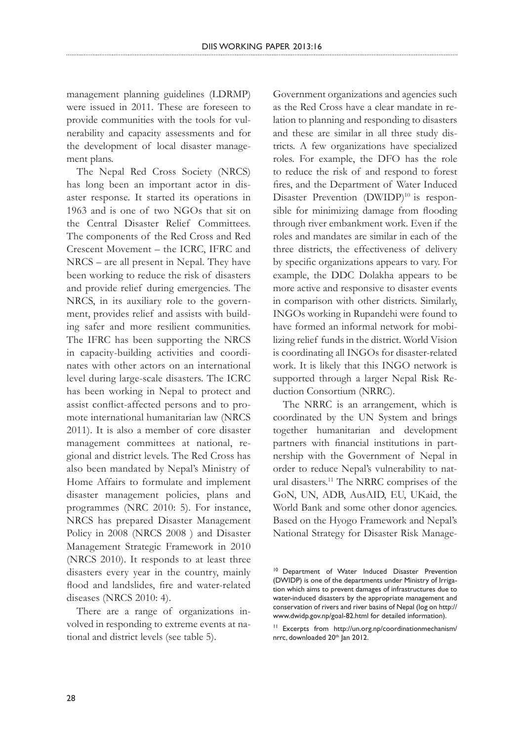management planning guidelines (LDRMP) were issued in 2011. These are foreseen to provide communities with the tools for vulnerability and capacity assessments and for the development of local disaster management plans.

The Nepal Red Cross Society (NRCS) has long been an important actor in disaster response. It started its operations in 1963 and is one of two NGOs that sit on the Central Disaster Relief Committees. The components of the Red Cross and Red Crescent Movement – the ICRC, IFRC and NRCS – are all present in Nepal. They have been working to reduce the risk of disasters and provide relief during emergencies. The NRCS, in its auxiliary role to the government, provides relief and assists with building safer and more resilient communities. The IFRC has been supporting the NRCS in capacity-building activities and coordinates with other actors on an international level during large-scale disasters. The ICRC has been working in Nepal to protect and assist conflict-affected persons and to promote international humanitarian law (NRCS 2011). It is also a member of core disaster management committees at national, regional and district levels. The Red Cross has also been mandated by Nepal's Ministry of Home Affairs to formulate and implement disaster management policies, plans and programmes (NRC 2010: 5). For instance, NRCS has prepared Disaster Management Policy in 2008 (NRCS 2008 ) and Disaster Management Strategic Framework in 2010 (NRCS 2010). It responds to at least three disasters every year in the country, mainly flood and landslides, fire and water-related diseases (NRCS 2010: 4).

There are a range of organizations involved in responding to extreme events at national and district levels (see table 5).

Government organizations and agencies such as the Red Cross have a clear mandate in relation to planning and responding to disasters and these are similar in all three study districts. A few organizations have specialized roles. For example, the DFO has the role to reduce the risk of and respond to forest fires, and the Department of Water Induced Disaster Prevention (DWIDP)[10] is responsible for minimizing damage from flooding through river embankment work. Even if the roles and mandates are similar in each of the three districts, the effectiveness of delivery by specific organizations appears to vary. For example, the DDC Dolakha appears to be more active and responsive to disaster events in comparison with other districts. Similarly, INGOs working in Rupandehi were found to have formed an informal network for mobilizing relief funds in the district. World Vision is coordinating all INGOs for disaster-related work. It is likely that this INGO network is supported through a larger Nepal Risk Reduction Consortium (NRRC).

The NRRC is an arrangement, which is coordinated by the UN System and brings together humanitarian and development partners with financial institutions in partnership with the Government of Nepal in order to reduce Nepal's vulnerability to natural disasters.[11] The NRRC comprises of the GoN, UN, ADB, AusAID, EU, UKaid, the World Bank and some other donor agencies. Based on the Hyogo Framework and Nepal's National Strategy for Disaster Risk Manage-

[10] Department of Water Induced Disaster Prevention (DWIDP) is one of the departments under Ministry of Irrigation which aims to prevent damages of infrastructures due to water-induced disasters by the appropriate management and conservation of rivers and river basins of Nepal (log on http://www.dwidp.gov.np/goal-82.html for detailed information).

[11] Excerpts from http://un.org.np/coordinationmechanism/nrrc, downloaded 20th Jan 2012.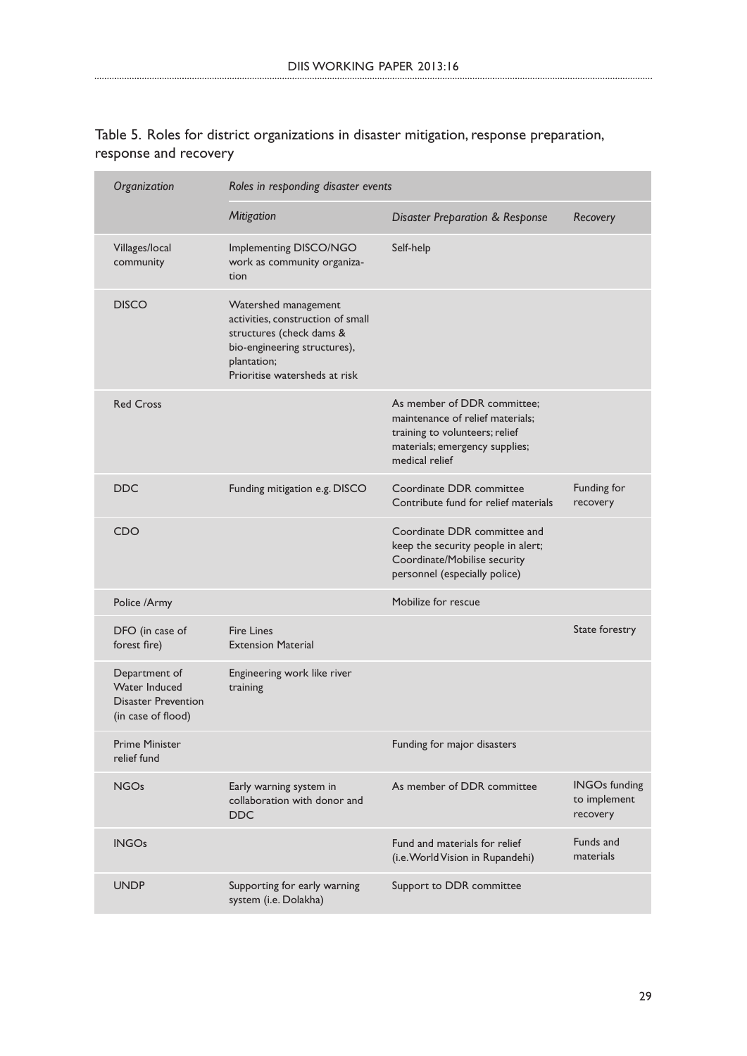Table 5. Roles for district organizations in disaster mitigation, response preparation, response and recovery

| *Organization* | *Roles in responding disaster events* | | |
|---|---|---|---|
| | *Mitigation* | *Disaster Preparation & Response* | *Recovery* |
| Villages/local community | Implementing DISCO/NGO work as community organization | Self-help | |
| DISCO | Watershed management activities, construction of small structures (check dams & bio-engineering structures), plantation; Prioritise watersheds at risk | | |
| Red Cross | | As member of DDR committee; maintenance of relief materials; training to volunteers; relief materials; emergency supplies; medical relief | |
| DDC | Funding mitigation e.g. DISCO | Coordinate DDR committee Contribute fund for relief materials | Funding for recovery |
| CDO | | Coordinate DDR committee and keep the security people in alert; Coordinate/Mobilise security personnel (especially police) | |
| Police /Army | | Mobilize for rescue | |
| DFO (in case of forest fire) | Fire Lines Extension Material | | State forestry |
| Department of Water Induced Disaster Prevention (in case of flood) | Engineering work like river training | | |
| Prime Minister relief fund | | Funding for major disasters | |
| NGOs | Early warning system in collaboration with donor and DDC | As member of DDR committee | INGOs funding to implement recovery |
| INGOs | | Fund and materials for relief (i.e. World Vision in Rupandehi) | Funds and materials |
| UNDP | Supporting for early warning system (i.e. Dolakha) | Support to DDR committee | |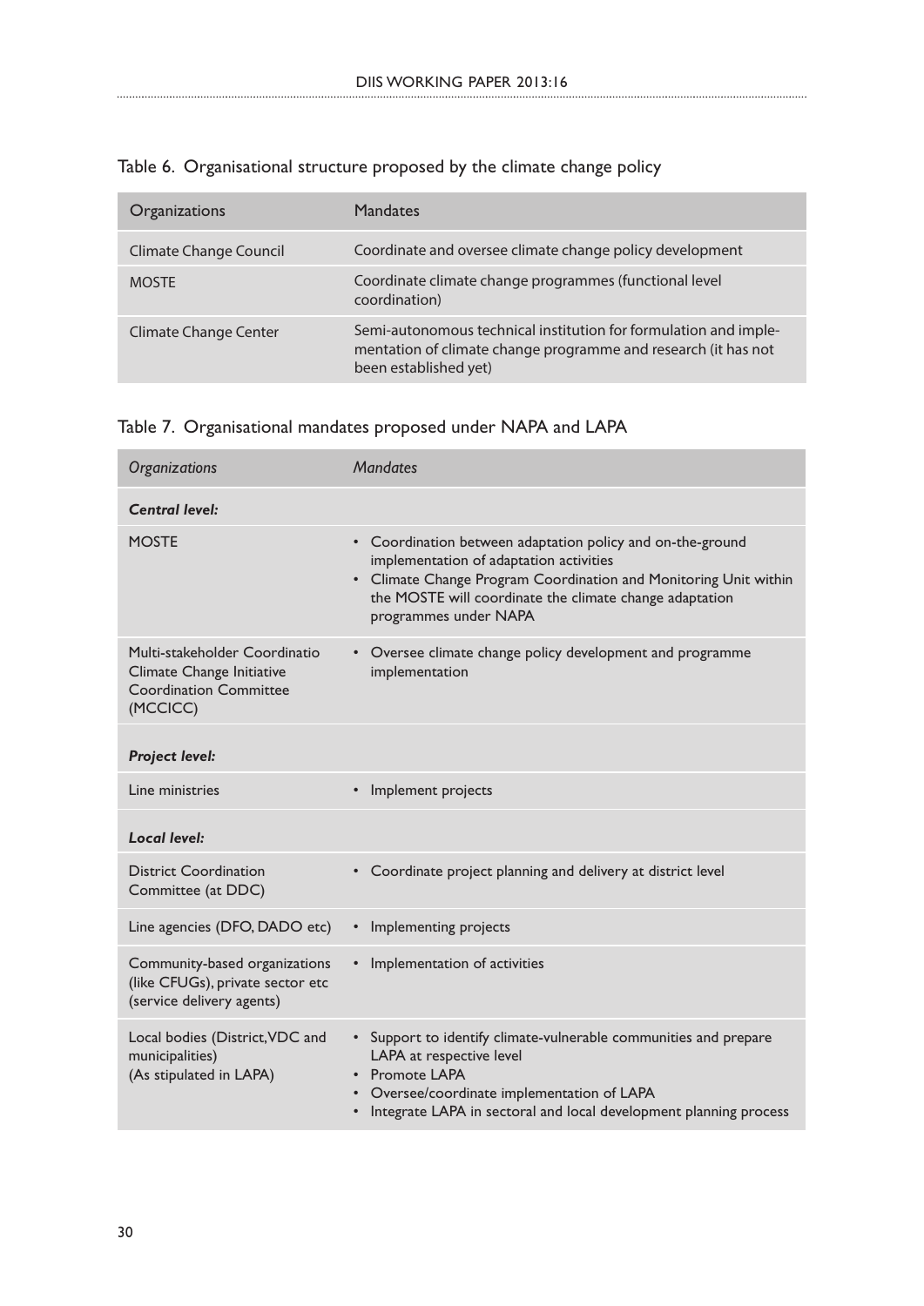Table 6. Organisational structure proposed by the climate change policy

| Organizations | Mandates |
|---|---|
| Climate Change Council | Coordinate and oversee climate change policy development |
| MOSTE | Coordinate climate change programmes (functional level coordination) |
| Climate Change Center | Semi-autonomous technical institution for formulation and implementation of climate change programme and research (it has not been established yet) |

Table 7. Organisational mandates proposed under NAPA and LAPA

| *Organizations* | *Mandates* |
|---|---|
| ***Central level:*** | |
| MOSTE | • Coordination between adaptation policy and on-the-ground implementation of adaptation activities<br>• Climate Change Program Coordination and Monitoring Unit within the MOSTE will coordinate the climate change adaptation programmes under NAPA |
| Multi-stakeholder Coordinatio Climate Change Initiative Coordination Committee (MCCICC) | • Oversee climate change policy development and programme implementation |
| ***Project level:*** | |
| Line ministries | • Implement projects |
| ***Local level:*** | |
| District Coordination Committee (at DDC) | • Coordinate project planning and delivery at district level |
| Line agencies (DFO, DADO etc) | • Implementing projects |
| Community-based organizations (like CFUGs), private sector etc (service delivery agents) | • Implementation of activities |
| Local bodies (District, VDC and municipalities) (As stipulated in LAPA) | • Support to identify climate-vulnerable communities and prepare LAPA at respective level<br>• Promote LAPA<br>• Oversee/coordinate implementation of LAPA<br>• Integrate LAPA in sectoral and local development planning process |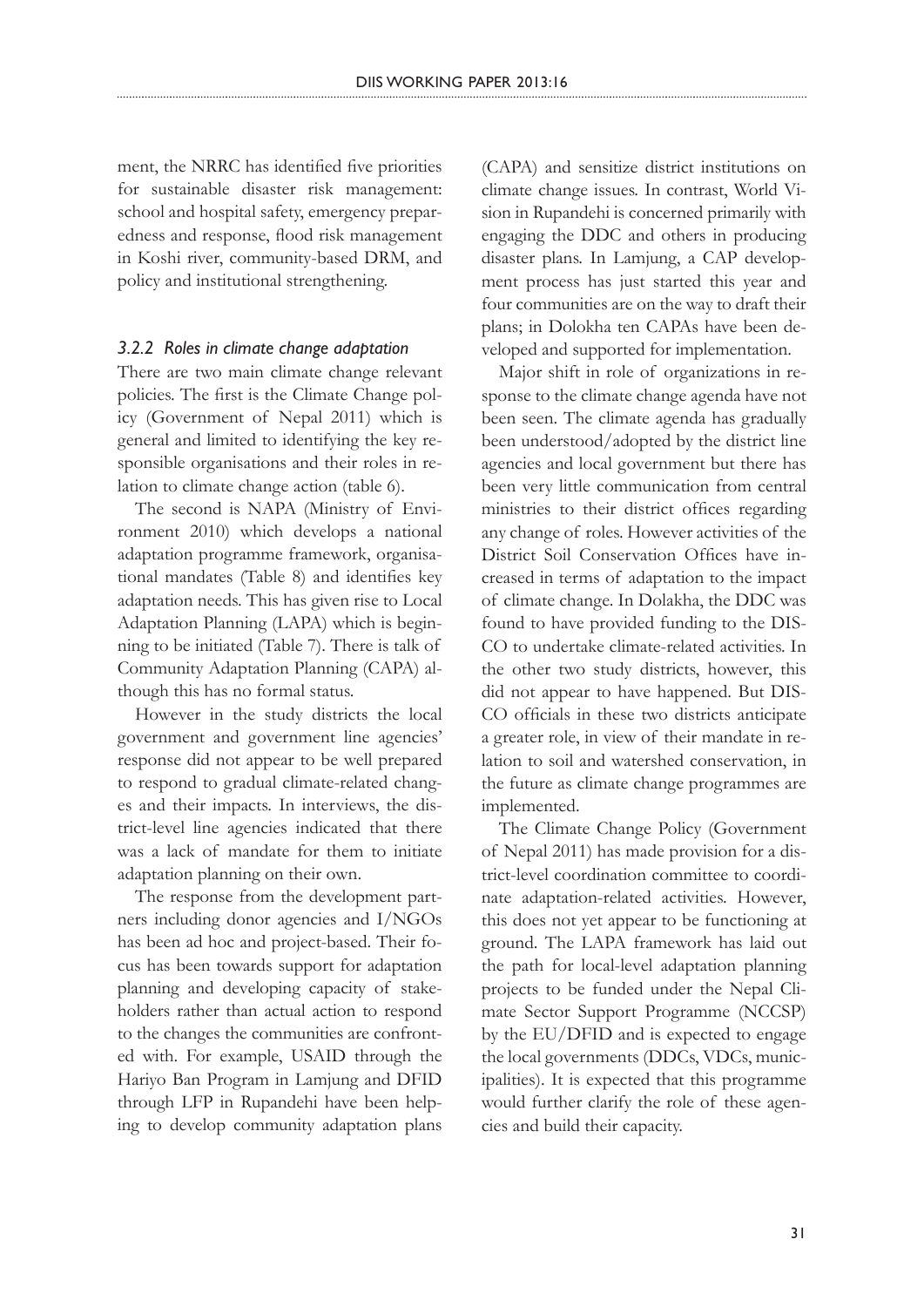ment, the NRRC has identified five priorities for sustainable disaster risk management: school and hospital safety, emergency preparedness and response, flood risk management in Koshi river, community-based DRM, and policy and institutional strengthening.

### *3.2.2 Roles in climate change adaptation*

There are two main climate change relevant policies. The first is the Climate Change policy (Government of Nepal 2011) which is general and limited to identifying the key responsible organisations and their roles in relation to climate change action (table 6).

The second is NAPA (Ministry of Environment 2010) which develops a national adaptation programme framework, organisational mandates (Table 8) and identifies key adaptation needs. This has given rise to Local Adaptation Planning (LAPA) which is beginning to be initiated (Table 7). There is talk of Community Adaptation Planning (CAPA) although this has no formal status.

However in the study districts the local government and government line agencies' response did not appear to be well prepared to respond to gradual climate-related changes and their impacts. In interviews, the district-level line agencies indicated that there was a lack of mandate for them to initiate adaptation planning on their own.

The response from the development partners including donor agencies and I/NGOs has been ad hoc and project-based. Their focus has been towards support for adaptation planning and developing capacity of stakeholders rather than actual action to respond to the changes the communities are confronted with. For example, USAID through the Hariyo Ban Program in Lamjung and DFID through LFP in Rupandehi have been helping to develop community adaptation plans (CAPA) and sensitize district institutions on climate change issues. In contrast, World Vision in Rupandehi is concerned primarily with engaging the DDC and others in producing disaster plans. In Lamjung, a CAP development process has just started this year and four communities are on the way to draft their plans; in Dolokha ten CAPAs have been developed and supported for implementation.

Major shift in role of organizations in response to the climate change agenda have not been seen. The climate agenda has gradually been understood/adopted by the district line agencies and local government but there has been very little communication from central ministries to their district offices regarding any change of roles. However activities of the District Soil Conservation Offices have increased in terms of adaptation to the impact of climate change. In Dolakha, the DDC was found to have provided funding to the DISCO to undertake climate-related activities. In the other two study districts, however, this did not appear to have happened. But DISCO officials in these two districts anticipate a greater role, in view of their mandate in relation to soil and watershed conservation, in the future as climate change programmes are implemented.

The Climate Change Policy (Government of Nepal 2011) has made provision for a district-level coordination committee to coordinate adaptation-related activities. However, this does not yet appear to be functioning at ground. The LAPA framework has laid out the path for local-level adaptation planning projects to be funded under the Nepal Climate Sector Support Programme (NCCSP) by the EU/DFID and is expected to engage the local governments (DDCs, VDCs, municipalities). It is expected that this programme would further clarify the role of these agencies and build their capacity.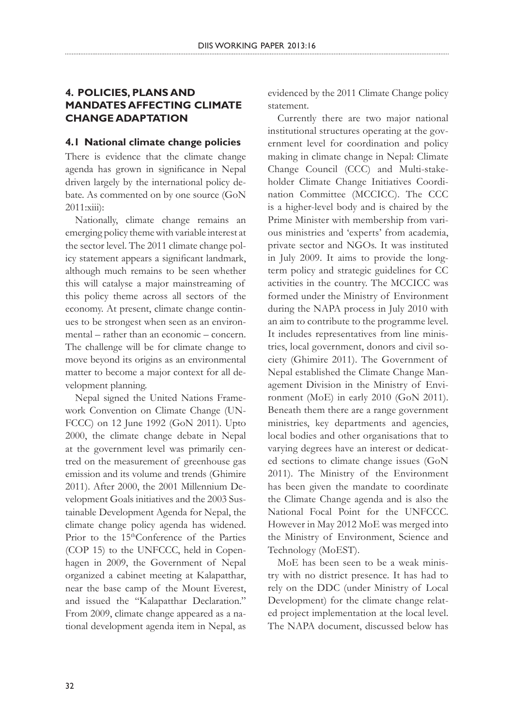## 4. POLICIES, PLANS AND MANDATES AFFECTING CLIMATE CHANGE ADAPTATION

### 4.1 National climate change policies

There is evidence that the climate change agenda has grown in significance in Nepal driven largely by the international policy debate. As commented on by one source (GoN 2011:xiii):

Nationally, climate change remains an emerging policy theme with variable interest at the sector level. The 2011 climate change policy statement appears a significant landmark, although much remains to be seen whether this will catalyse a major mainstreaming of this policy theme across all sectors of the economy. At present, climate change continues to be strongest when seen as an environmental – rather than an economic – concern. The challenge will be for climate change to move beyond its origins as an environmental matter to become a major context for all development planning.

Nepal signed the United Nations Framework Convention on Climate Change (UNFCCC) on 12 June 1992 (GoN 2011). Upto 2000, the climate change debate in Nepal at the government level was primarily centred on the measurement of greenhouse gas emission and its volume and trends (Ghimire 2011). After 2000, the 2001 Millennium Development Goals initiatives and the 2003 Sustainable Development Agenda for Nepal, the climate change policy agenda has widened. Prior to the 15thConference of the Parties (COP 15) to the UNFCCC, held in Copenhagen in 2009, the Government of Nepal organized a cabinet meeting at Kalapatthar, near the base camp of the Mount Everest, and issued the "Kalapatthar Declaration." From 2009, climate change appeared as a national development agenda item in Nepal, as evidenced by the 2011 Climate Change policy statement.

Currently there are two major national institutional structures operating at the government level for coordination and policy making in climate change in Nepal: Climate Change Council (CCC) and Multi-stakeholder Climate Change Initiatives Coordination Committee (MCCICC). The CCC is a higher-level body and is chaired by the Prime Minister with membership from various ministries and 'experts' from academia, private sector and NGOs. It was instituted in July 2009. It aims to provide the long-term policy and strategic guidelines for CC activities in the country. The MCCICC was formed under the Ministry of Environment during the NAPA process in July 2010 with an aim to contribute to the programme level. It includes representatives from line ministries, local government, donors and civil society (Ghimire 2011). The Government of Nepal established the Climate Change Management Division in the Ministry of Environment (MoE) in early 2010 (GoN 2011). Beneath them there are a range government ministries, key departments and agencies, local bodies and other organisations that to varying degrees have an interest or dedicated sections to climate change issues (GoN 2011). The Ministry of the Environment has been given the mandate to coordinate the Climate Change agenda and is also the National Focal Point for the UNFCCC. However in May 2012 MoE was merged into the Ministry of Environment, Science and Technology (MoEST).

MoE has been seen to be a weak ministry with no district presence. It has had to rely on the DDC (under Ministry of Local Development) for the climate change related project implementation at the local level. The NAPA document, discussed below has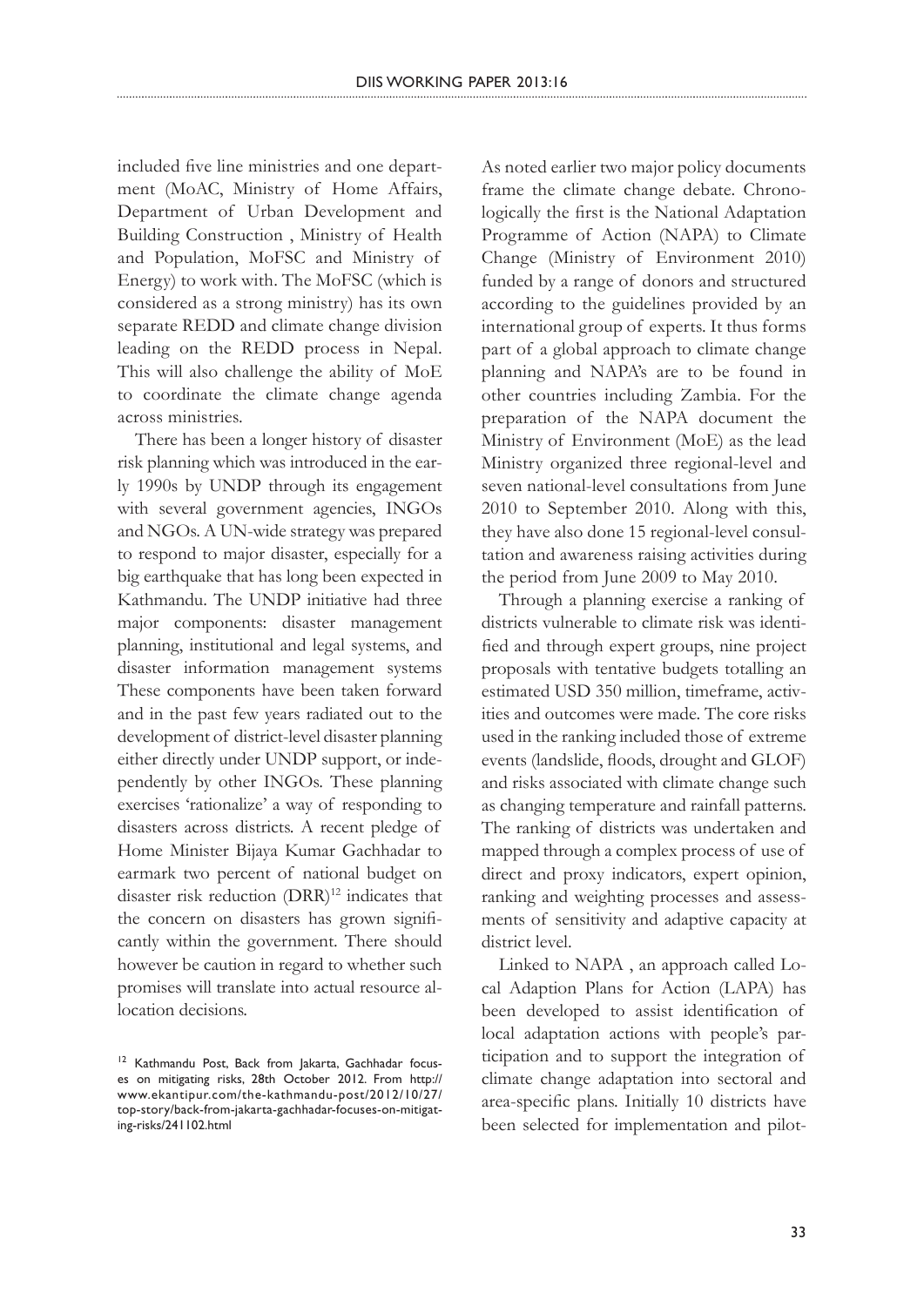included five line ministries and one department (MoAC, Ministry of Home Affairs, Department of Urban Development and Building Construction , Ministry of Health and Population, MoFSC and Ministry of Energy) to work with. The MoFSC (which is considered as a strong ministry) has its own separate REDD and climate change division leading on the REDD process in Nepal. This will also challenge the ability of MoE to coordinate the climate change agenda across ministries.

There has been a longer history of disaster risk planning which was introduced in the early 1990s by UNDP through its engagement with several government agencies, INGOs and NGOs. A UN-wide strategy was prepared to respond to major disaster, especially for a big earthquake that has long been expected in Kathmandu. The UNDP initiative had three major components: disaster management planning, institutional and legal systems, and disaster information management systems These components have been taken forward and in the past few years radiated out to the development of district-level disaster planning either directly under UNDP support, or independently by other INGOs. These planning exercises 'rationalize' a way of responding to disasters across districts. A recent pledge of Home Minister Bijaya Kumar Gachhadar to earmark two percent of national budget on disaster risk reduction (DRR)[12] indicates that the concern on disasters has grown significantly within the government. There should however be caution in regard to whether such promises will translate into actual resource allocation decisions.

[12] Kathmandu Post, Back from Jakarta, Gachhadar focuses on mitigating risks, 28th October 2012. From http://www.ekantipur.com/the-kathmandu-post/2012/10/27/top-story/back-from-jakarta-gachhadar-focuses-on-mitigating-risks/241102.html

As noted earlier two major policy documents frame the climate change debate. Chronologically the first is the National Adaptation Programme of Action (NAPA) to Climate Change (Ministry of Environment 2010) funded by a range of donors and structured according to the guidelines provided by an international group of experts. It thus forms part of a global approach to climate change planning and NAPA's are to be found in other countries including Zambia. For the preparation of the NAPA document the Ministry of Environment (MoE) as the lead Ministry organized three regional-level and seven national-level consultations from June 2010 to September 2010. Along with this, they have also done 15 regional-level consultation and awareness raising activities during the period from June 2009 to May 2010.

Through a planning exercise a ranking of districts vulnerable to climate risk was identified and through expert groups, nine project proposals with tentative budgets totalling an estimated USD 350 million, timeframe, activities and outcomes were made. The core risks used in the ranking included those of extreme events (landslide, floods, drought and GLOF) and risks associated with climate change such as changing temperature and rainfall patterns. The ranking of districts was undertaken and mapped through a complex process of use of direct and proxy indicators, expert opinion, ranking and weighting processes and assessments of sensitivity and adaptive capacity at district level.

Linked to NAPA , an approach called Local Adaption Plans for Action (LAPA) has been developed to assist identification of local adaptation actions with people's participation and to support the integration of climate change adaptation into sectoral and area-specific plans. Initially 10 districts have been selected for implementation and pilot-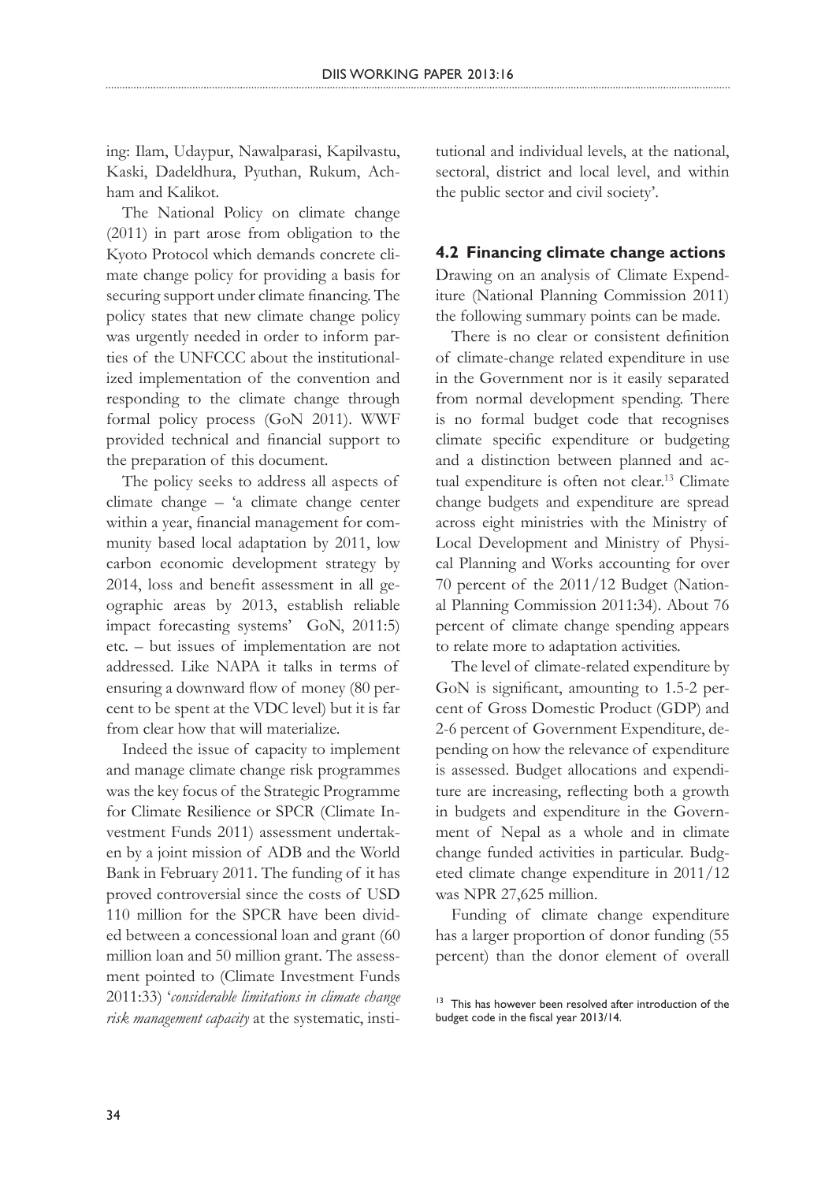ing: Ilam, Udaypur, Nawalparasi, Kapilvastu, Kaski, Dadeldhura, Pyuthan, Rukum, Achham and Kalikot.

The National Policy on climate change (2011) in part arose from obligation to the Kyoto Protocol which demands concrete climate change policy for providing a basis for securing support under climate financing. The policy states that new climate change policy was urgently needed in order to inform parties of the UNFCCC about the institutionalized implementation of the convention and responding to the climate change through formal policy process (GoN 2011). WWF provided technical and financial support to the preparation of this document.

The policy seeks to address all aspects of climate change – 'a climate change center within a year, financial management for community based local adaptation by 2011, low carbon economic development strategy by 2014, loss and benefit assessment in all geographic areas by 2013, establish reliable impact forecasting systems' GoN, 2011:5) etc. – but issues of implementation are not addressed. Like NAPA it talks in terms of ensuring a downward flow of money (80 percent to be spent at the VDC level) but it is far from clear how that will materialize.

Indeed the issue of capacity to implement and manage climate change risk programmes was the key focus of the Strategic Programme for Climate Resilience or SPCR (Climate Investment Funds 2011) assessment undertaken by a joint mission of ADB and the World Bank in February 2011. The funding of it has proved controversial since the costs of USD 110 million for the SPCR have been divided between a concessional loan and grant (60 million loan and 50 million grant. The assessment pointed to (Climate Investment Funds 2011:33) '*considerable limitations in climate change risk management capacity* at the systematic, institutional and individual levels, at the national, sectoral, district and local level, and within the public sector and civil society'.

### 4.2 Financing climate change actions

Drawing on an analysis of Climate Expenditure (National Planning Commission 2011) the following summary points can be made.

There is no clear or consistent definition of climate-change related expenditure in use in the Government nor is it easily separated from normal development spending. There is no formal budget code that recognises climate specific expenditure or budgeting and a distinction between planned and actual expenditure is often not clear.[13] Climate change budgets and expenditure are spread across eight ministries with the Ministry of Local Development and Ministry of Physical Planning and Works accounting for over 70 percent of the 2011/12 Budget (National Planning Commission 2011:34). About 76 percent of climate change spending appears to relate more to adaptation activities.

The level of climate-related expenditure by GoN is significant, amounting to 1.5-2 percent of Gross Domestic Product (GDP) and 2-6 percent of Government Expenditure, depending on how the relevance of expenditure is assessed. Budget allocations and expenditure are increasing, reflecting both a growth in budgets and expenditure in the Government of Nepal as a whole and in climate change funded activities in particular. Budgeted climate change expenditure in 2011/12 was NPR 27,625 million.

Funding of climate change expenditure has a larger proportion of donor funding (55 percent) than the donor element of overall

[13] This has however been resolved after introduction of the budget code in the fiscal year 2013/14.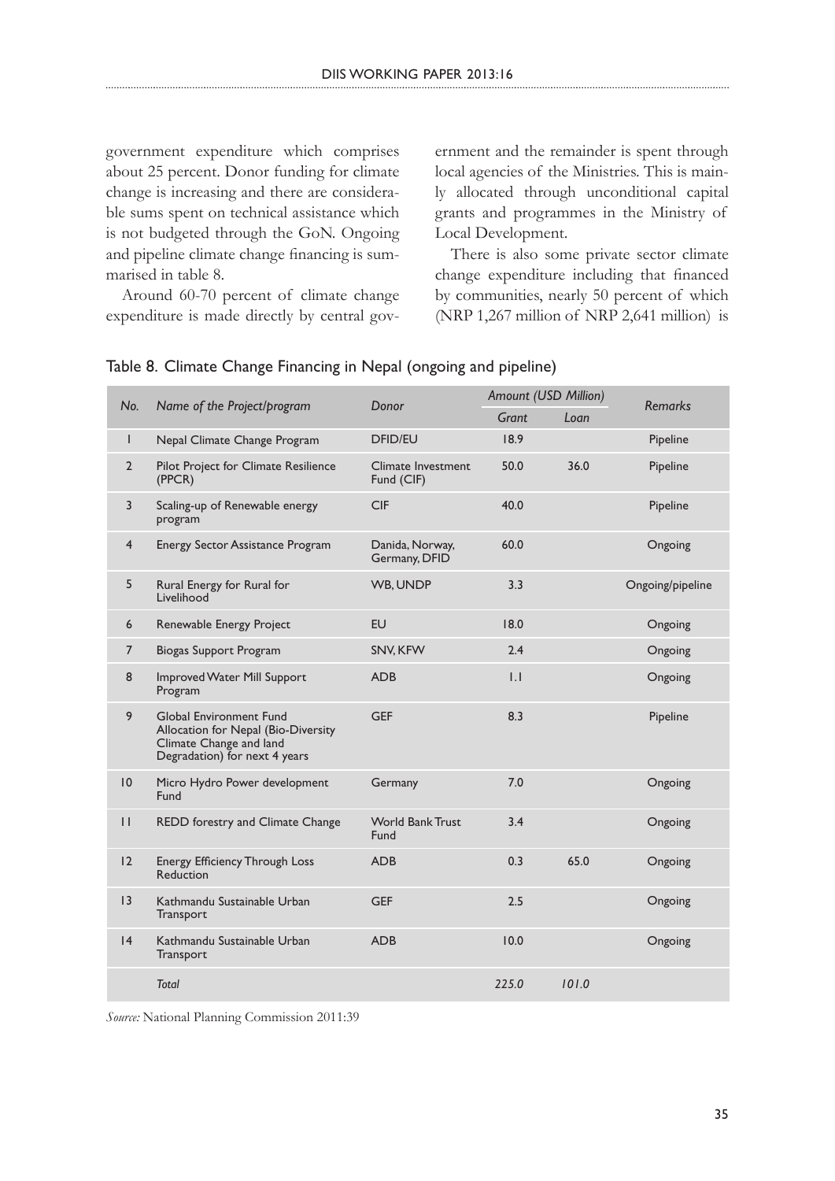government expenditure which comprises about 25 percent. Donor funding for climate change is increasing and there are considerable sums spent on technical assistance which is not budgeted through the GoN. Ongoing and pipeline climate change financing is summarised in table 8.

Around 60-70 percent of climate change expenditure is made directly by central government and the remainder is spent through local agencies of the Ministries. This is mainly allocated through unconditional capital grants and programmes in the Ministry of Local Development.

There is also some private sector climate change expenditure including that financed by communities, nearly 50 percent of which (NRP 1,267 million of NRP 2,641 million) is

Table 8. Climate Change Financing in Nepal (ongoing and pipeline)

| *No.* | *Name of the Project/program* | *Donor* | *Amount (USD Million)* | | *Remarks* |
|---|---|---|---|---|---|
| | | | *Grant* | *Loan* | |
| 1 | Nepal Climate Change Program | DFID/EU | 18.9 | | Pipeline |
| 2 | Pilot Project for Climate Resilience (PPCR) | Climate Investment Fund (CIF) | 50.0 | 36.0 | Pipeline |
| 3 | Scaling-up of Renewable energy program | CIF | 40.0 | | Pipeline |
| 4 | Energy Sector Assistance Program | Danida, Norway, Germany, DFID | 60.0 | | Ongoing |
| 5 | Rural Energy for Rural for Livelihood | WB, UNDP | 3.3 | | Ongoing/pipeline |
| 6 | Renewable Energy Project | EU | 18.0 | | Ongoing |
| 7 | Biogas Support Program | SNV, KFW | 2.4 | | Ongoing |
| 8 | Improved Water Mill Support Program | ADB | 1.1 | | Ongoing |
| 9 | Global Environment Fund Allocation for Nepal (Bio-Diversity Climate Change and land Degradation) for next 4 years | GEF | 8.3 | | Pipeline |
| 10 | Micro Hydro Power development Fund | Germany | 7.0 | | Ongoing |
| 11 | REDD forestry and Climate Change | World Bank Trust Fund | 3.4 | | Ongoing |
| 12 | Energy Efficiency Through Loss Reduction | ADB | 0.3 | 65.0 | Ongoing |
| 13 | Kathmandu Sustainable Urban Transport | GEF | 2.5 | | Ongoing |
| 14 | Kathmandu Sustainable Urban Transport | ADB | 10.0 | | Ongoing |
| | *Total* | | *225.0* | *101.0* | |

*Source:* National Planning Commission 2011:39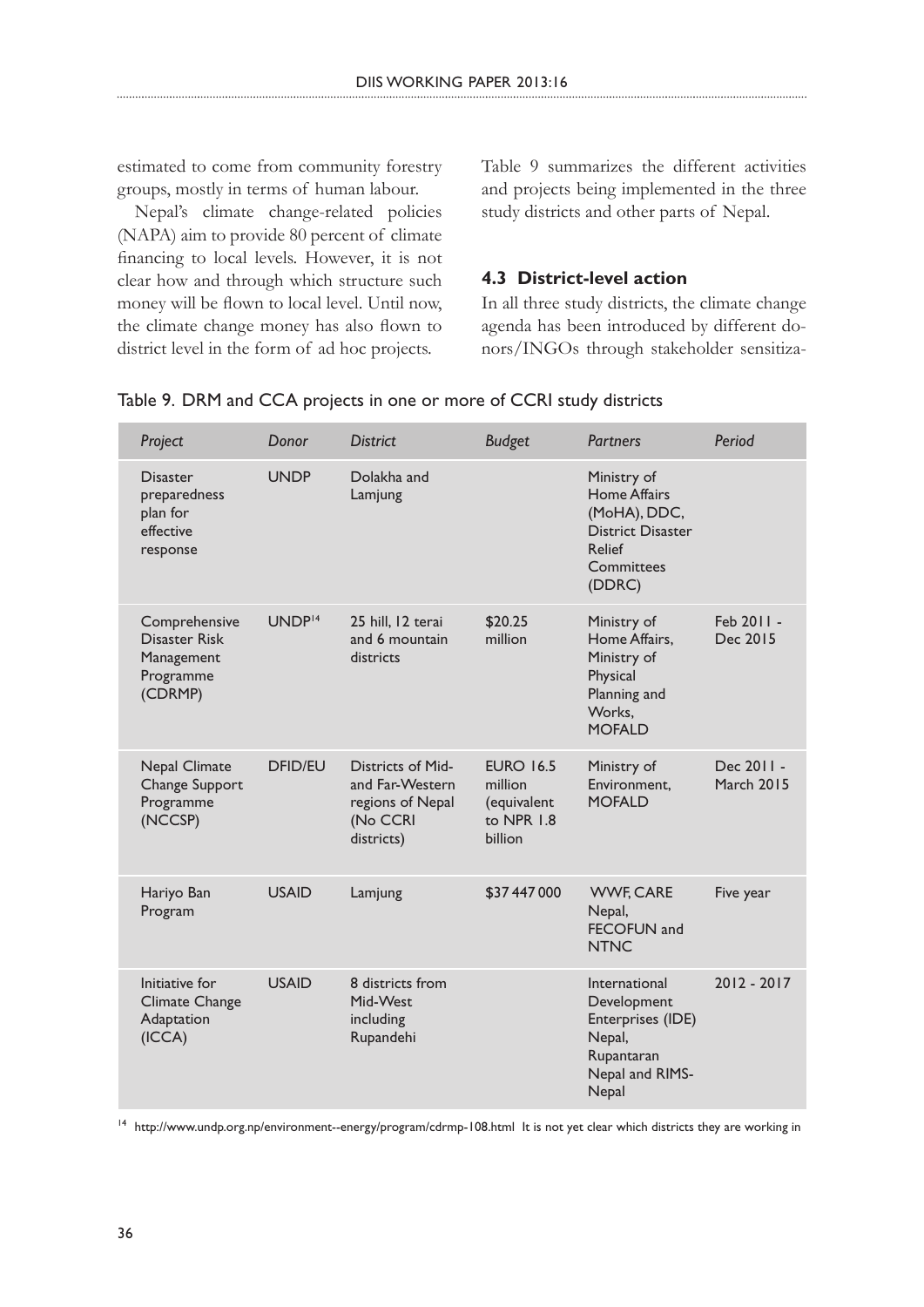estimated to come from community forestry groups, mostly in terms of human labour.

Nepal's climate change-related policies (NAPA) aim to provide 80 percent of climate financing to local levels. However, it is not clear how and through which structure such money will be flown to local level. Until now, the climate change money has also flown to district level in the form of ad hoc projects. Table 9 summarizes the different activities and projects being implemented in the three study districts and other parts of Nepal.

### 4.3 District-level action

In all three study districts, the climate change agenda has been introduced by different donors/INGOs through stakeholder sensitiza-

Table 9. DRM and CCA projects in one or more of CCRI study districts

| *Project* | *Donor* | *District* | *Budget* | *Partners* | *Period* |
|---|---|---|---|---|---|
| Disaster preparedness plan for effective response | UNDP | Dolakha and Lamjung | | Ministry of Home Affairs (MoHA), DDC, District Disaster Relief Committees (DDRC) | |
| Comprehensive Disaster Risk Management Programme (CDRMP) | UNDP[14] | 25 hill, 12 terai and 6 mountain districts | \$20.25 million | Ministry of Home Affairs, Ministry of Physical Planning and Works, MOFALD | Feb 2011 - Dec 2015 |
| Nepal Climate Change Support Programme (NCCSP) | DFID/EU | Districts of Mid- and Far-Western regions of Nepal (No CCRI districts) | EURO 16.5 million (equivalent to NPR 1.8 billion | Ministry of Environment, MOFALD | Dec 2011 - March 2015 |
| Hariyo Ban Program | USAID | Lamjung | \$37 447 000 | WWF, CARE Nepal, FECOFUN and NTNC | Five year |
| Initiative for Climate Change Adaptation (ICCA) | USAID | 8 districts from Mid-West including Rupandehi | | International Development Enterprises (IDE) Nepal, Rupantaran Nepal and RIMS-Nepal | 2012 - 2017 |

[14] http://www.undp.org.np/environment--energy/program/cdrmp-108.html It is not yet clear which districts they are working in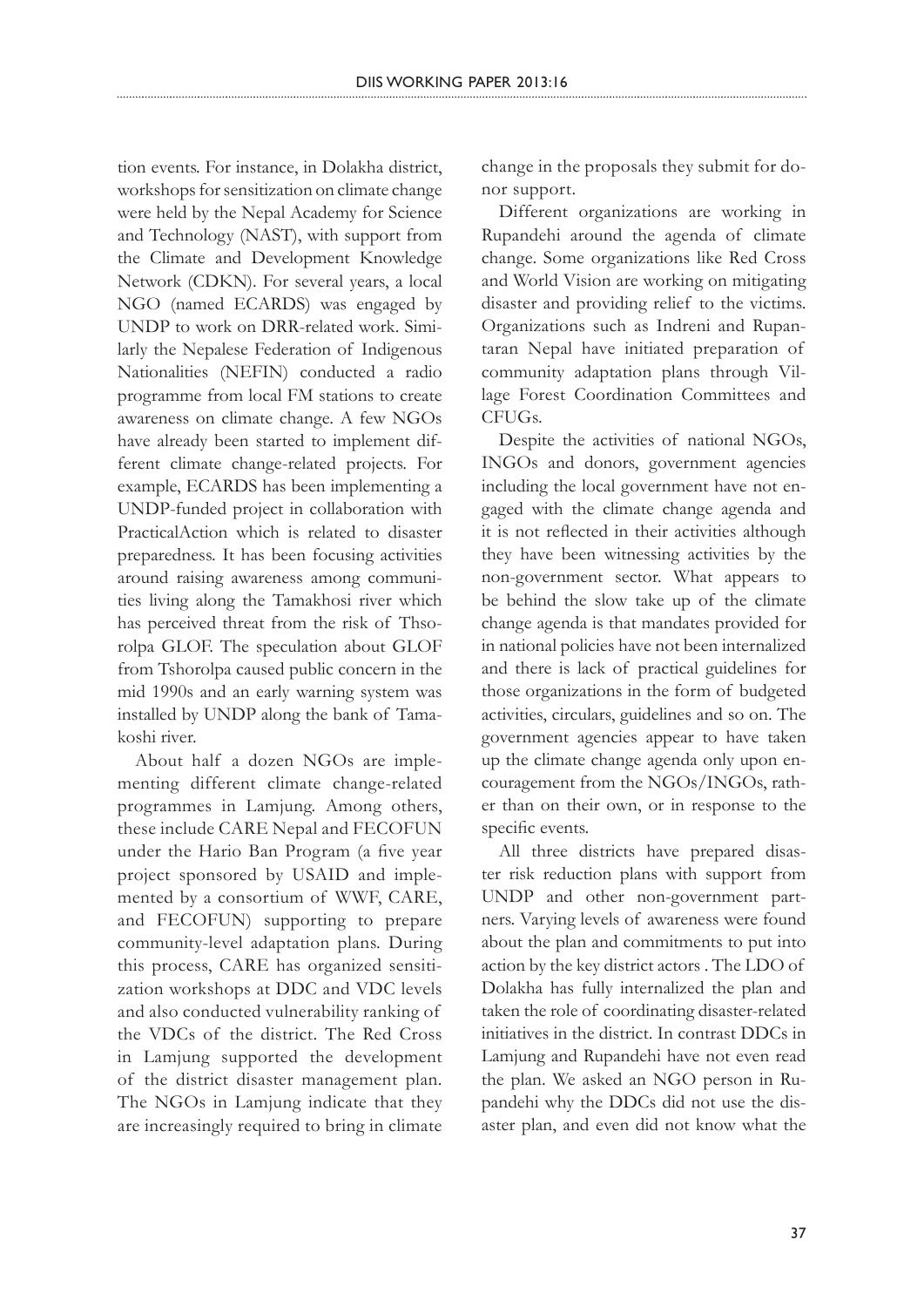tion events. For instance, in Dolakha district, workshops for sensitization on climate change were held by the Nepal Academy for Science and Technology (NAST), with support from the Climate and Development Knowledge Network (CDKN). For several years, a local NGO (named ECARDS) was engaged by UNDP to work on DRR-related work. Similarly the Nepalese Federation of Indigenous Nationalities (NEFIN) conducted a radio programme from local FM stations to create awareness on climate change. A few NGOs have already been started to implement different climate change-related projects. For example, ECARDS has been implementing a UNDP-funded project in collaboration with PracticalAction which is related to disaster preparedness. It has been focusing activities around raising awareness among communities living along the Tamakhosi river which has perceived threat from the risk of Thsorolpa GLOF. The speculation about GLOF from Tshorolpa caused public concern in the mid 1990s and an early warning system was installed by UNDP along the bank of Tamakoshi river.

About half a dozen NGOs are implementing different climate change-related programmes in Lamjung. Among others, these include CARE Nepal and FECOFUN under the Hario Ban Program (a five year project sponsored by USAID and implemented by a consortium of WWF, CARE, and FECOFUN) supporting to prepare community-level adaptation plans. During this process, CARE has organized sensitization workshops at DDC and VDC levels and also conducted vulnerability ranking of the VDCs of the district. The Red Cross in Lamjung supported the development of the district disaster management plan. The NGOs in Lamjung indicate that they are increasingly required to bring in climate change in the proposals they submit for donor support.

Different organizations are working in Rupandehi around the agenda of climate change. Some organizations like Red Cross and World Vision are working on mitigating disaster and providing relief to the victims. Organizations such as Indreni and Rupantaran Nepal have initiated preparation of community adaptation plans through Village Forest Coordination Committees and CFUGs.

Despite the activities of national NGOs, INGOs and donors, government agencies including the local government have not engaged with the climate change agenda and it is not reflected in their activities although they have been witnessing activities by the non-government sector. What appears to be behind the slow take up of the climate change agenda is that mandates provided for in national policies have not been internalized and there is lack of practical guidelines for those organizations in the form of budgeted activities, circulars, guidelines and so on. The government agencies appear to have taken up the climate change agenda only upon encouragement from the NGOs/INGOs, rather than on their own, or in response to the specific events.

All three districts have prepared disaster risk reduction plans with support from UNDP and other non-government partners. Varying levels of awareness were found about the plan and commitments to put into action by the key district actors . The LDO of Dolakha has fully internalized the plan and taken the role of coordinating disaster-related initiatives in the district. In contrast DDCs in Lamjung and Rupandehi have not even read the plan. We asked an NGO person in Rupandehi why the DDCs did not use the disaster plan, and even did not know what the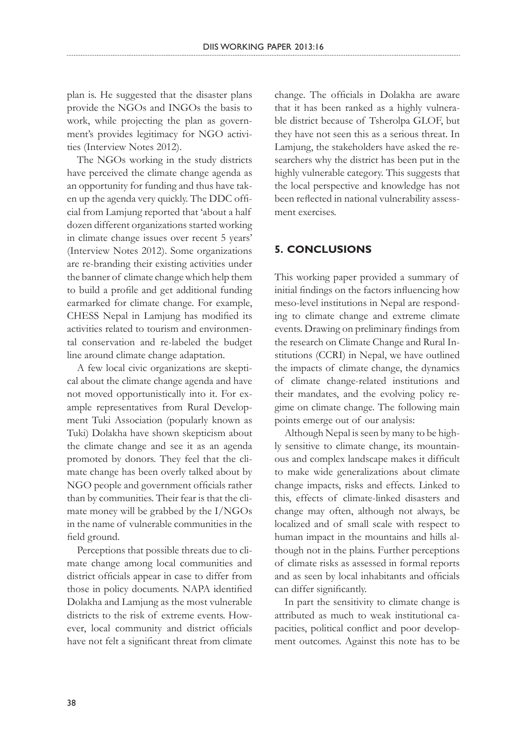plan is. He suggested that the disaster plans provide the NGOs and INGOs the basis to work, while projecting the plan as government's provides legitimacy for NGO activities (Interview Notes 2012).

The NGOs working in the study districts have perceived the climate change agenda as an opportunity for funding and thus have taken up the agenda very quickly. The DDC official from Lamjung reported that 'about a half dozen different organizations started working in climate change issues over recent 5 years' (Interview Notes 2012). Some organizations are re-branding their existing activities under the banner of climate change which help them to build a profile and get additional funding earmarked for climate change. For example, CHESS Nepal in Lamjung has modified its activities related to tourism and environmental conservation and re-labeled the budget line around climate change adaptation.

A few local civic organizations are skeptical about the climate change agenda and have not moved opportunistically into it. For example representatives from Rural Development Tuki Association (popularly known as Tuki) Dolakha have shown skepticism about the climate change and see it as an agenda promoted by donors. They feel that the climate change has been overly talked about by NGO people and government officials rather than by communities. Their fear is that the climate money will be grabbed by the I/NGOs in the name of vulnerable communities in the field ground.

Perceptions that possible threats due to climate change among local communities and district officials appear in case to differ from those in policy documents. NAPA identified Dolakha and Lamjung as the most vulnerable districts to the risk of extreme events. However, local community and district officials have not felt a significant threat from climate change. The officials in Dolakha are aware that it has been ranked as a highly vulnerable district because of Tsherolpa GLOF, but they have not seen this as a serious threat. In Lamjung, the stakeholders have asked the researchers why the district has been put in the highly vulnerable category. This suggests that the local perspective and knowledge has not been reflected in national vulnerability assessment exercises.

## 5. CONCLUSIONS

This working paper provided a summary of initial findings on the factors influencing how meso-level institutions in Nepal are responding to climate change and extreme climate events. Drawing on preliminary findings from the research on Climate Change and Rural Institutions (CCRI) in Nepal, we have outlined the impacts of climate change, the dynamics of climate change-related institutions and their mandates, and the evolving policy regime on climate change. The following main points emerge out of our analysis:

Although Nepal is seen by many to be highly sensitive to climate change, its mountainous and complex landscape makes it difficult to make wide generalizations about climate change impacts, risks and effects. Linked to this, effects of climate-linked disasters and change may often, although not always, be localized and of small scale with respect to human impact in the mountains and hills although not in the plains. Further perceptions of climate risks as assessed in formal reports and as seen by local inhabitants and officials can differ significantly.

In part the sensitivity to climate change is attributed as much to weak institutional capacities, political conflict and poor development outcomes. Against this note has to be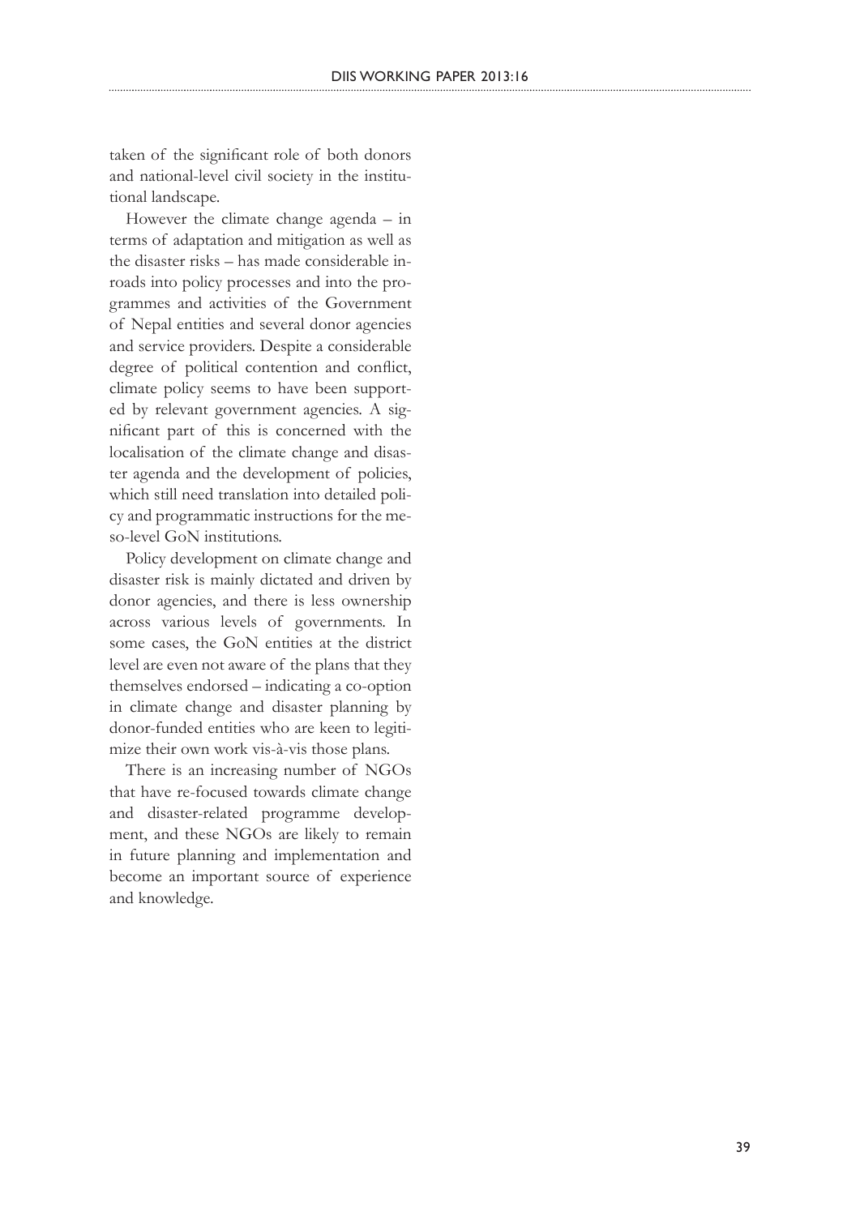taken of the significant role of both donors and national-level civil society in the institutional landscape.

However the climate change agenda – in terms of adaptation and mitigation as well as the disaster risks – has made considerable inroads into policy processes and into the programmes and activities of the Government of Nepal entities and several donor agencies and service providers. Despite a considerable degree of political contention and conflict, climate policy seems to have been supported by relevant government agencies. A significant part of this is concerned with the localisation of the climate change and disaster agenda and the development of policies, which still need translation into detailed policy and programmatic instructions for the meso-level GoN institutions.

Policy development on climate change and disaster risk is mainly dictated and driven by donor agencies, and there is less ownership across various levels of governments. In some cases, the GoN entities at the district level are even not aware of the plans that they themselves endorsed – indicating a co-option in climate change and disaster planning by donor-funded entities who are keen to legitimize their own work vis-à-vis those plans.

There is an increasing number of NGOs that have re-focused towards climate change and disaster-related programme development, and these NGOs are likely to remain in future planning and implementation and become an important source of experience and knowledge.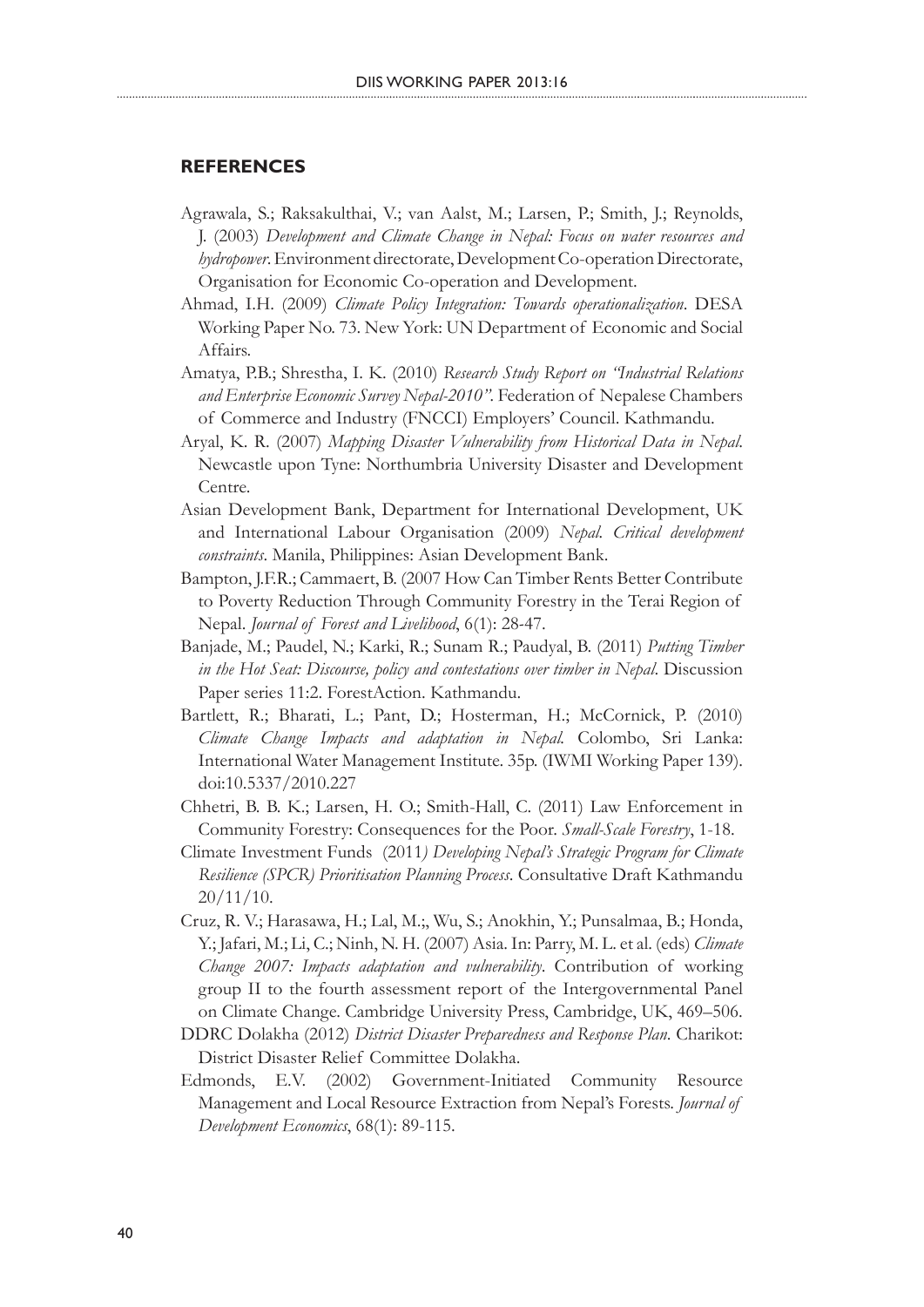## REFERENCES

Agrawala, S.; Raksakulthai, V.; van Aalst, M.; Larsen, P.; Smith, J.; Reynolds, J. (2003) *Development and Climate Change in Nepal: Focus on water resources and hydropower*. Environment directorate, Development Co-operation Directorate, Organisation for Economic Co-operation and Development.

Ahmad, I.H. (2009) *Climate Policy Integration: Towards operationalization*. DESA Working Paper No. 73. New York: UN Department of Economic and Social Affairs.

Amatya, P.B.; Shrestha, I. K. (2010) *Research Study Report on "Industrial Relations and Enterprise Economic Survey Nepal-2010"*. Federation of Nepalese Chambers of Commerce and Industry (FNCCI) Employers' Council. Kathmandu.

Aryal, K. R. (2007) *Mapping Disaster Vulnerability from Historical Data in Nepal*. Newcastle upon Tyne: Northumbria University Disaster and Development Centre.

Asian Development Bank, Department for International Development, UK and International Labour Organisation (2009) *Nepal. Critical development constraints*. Manila, Philippines: Asian Development Bank.

Bampton, J.F.R.; Cammaert, B. (2007 How Can Timber Rents Better Contribute to Poverty Reduction Through Community Forestry in the Terai Region of Nepal. *Journal of Forest and Livelihood*, 6(1): 28-47.

Banjade, M.; Paudel, N.; Karki, R.; Sunam R.; Paudyal, B. (2011) *Putting Timber in the Hot Seat: Discourse, policy and contestations over timber in Nepal*. Discussion Paper series 11:2. ForestAction. Kathmandu.

Bartlett, R.; Bharati, L.; Pant, D.; Hosterman, H.; McCornick, P. (2010) *Climate Change Impacts and adaptation in Nepal*. Colombo, Sri Lanka: International Water Management Institute. 35p. (IWMI Working Paper 139). doi:10.5337/2010.227

Chhetri, B. B. K.; Larsen, H. O.; Smith-Hall, C. (2011) Law Enforcement in Community Forestry: Consequences for the Poor. *Small-Scale Forestry*, 1-18.

Climate Investment Funds (2011*) Developing Nepal's Strategic Program for Climate Resilience (SPCR) Prioritisation Planning Process*. Consultative Draft Kathmandu 20/11/10.

Cruz, R. V.; Harasawa, H.; Lal, M.;, Wu, S.; Anokhin, Y.; Punsalmaa, B.; Honda, Y.; Jafari, M.; Li, C.; Ninh, N. H. (2007) Asia. In: Parry, M. L. et al. (eds) *Climate Change 2007: Impacts adaptation and vulnerability*. Contribution of working group II to the fourth assessment report of the Intergovernmental Panel on Climate Change. Cambridge University Press, Cambridge, UK, 469–506.

DDRC Dolakha (2012) *District Disaster Preparedness and Response Plan*. Charikot: District Disaster Relief Committee Dolakha.

Edmonds, E.V. (2002) Government-Initiated Community Resource Management and Local Resource Extraction from Nepal's Forests. *Journal of Development Economics*, 68(1): 89-115.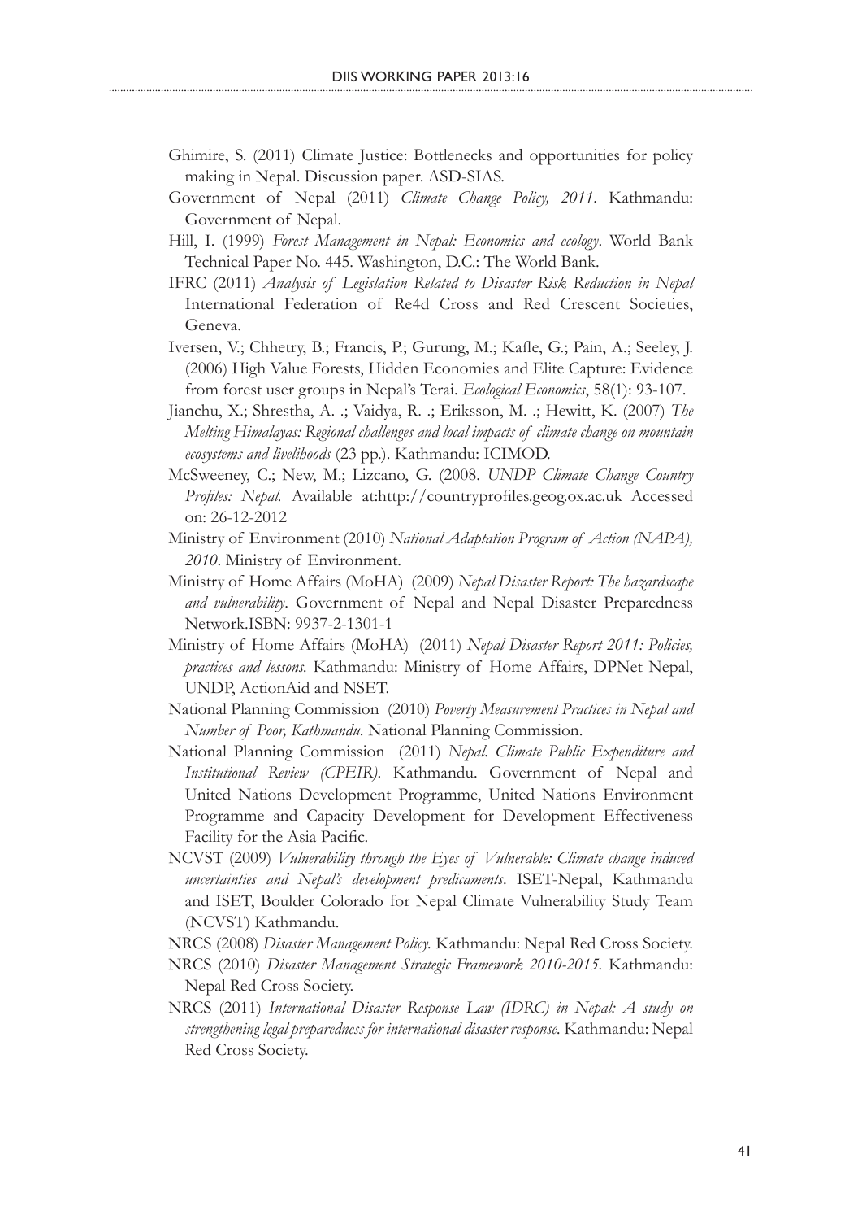Ghimire, S. (2011) Climate Justice: Bottlenecks and opportunities for policy making in Nepal. Discussion paper. ASD-SIAS.

Government of Nepal (2011) *Climate Change Policy, 2011*. Kathmandu: Government of Nepal.

Hill, I. (1999) *Forest Management in Nepal: Economics and ecology*. World Bank Technical Paper No. 445. Washington, D.C.: The World Bank.

IFRC (2011) *Analysis of Legislation Related to Disaster Risk Reduction in Nepal* International Federation of Re4d Cross and Red Crescent Societies, Geneva.

Iversen, V.; Chhetry, B.; Francis, P.; Gurung, M.; Kafle, G.; Pain, A.; Seeley, J. (2006) High Value Forests, Hidden Economies and Elite Capture: Evidence from forest user groups in Nepal's Terai. *Ecological Economics*, 58(1): 93-107.

Jianchu, X.; Shrestha, A. .; Vaidya, R. .; Eriksson, M. .; Hewitt, K. (2007) *The Melting Himalayas: Regional challenges and local impacts of climate change on mountain ecosystems and livelihoods* (23 pp.). Kathmandu: ICIMOD.

McSweeney, C.; New, M.; Lizcano, G. (2008. *UNDP Climate Change Country Profiles: Nepal*. Available at:http://countryprofiles.geog.ox.ac.uk Accessed on: 26-12-2012

Ministry of Environment (2010) *National Adaptation Program of Action (NAPA), 2010*. Ministry of Environment.

Ministry of Home Affairs (MoHA) (2009) *Nepal Disaster Report: The hazardscape and vulnerability*. Government of Nepal and Nepal Disaster Preparedness Network.ISBN: 9937-2-1301-1

Ministry of Home Affairs (MoHA) (2011) *Nepal Disaster Report 2011: Policies, practices and lessons.* Kathmandu: Ministry of Home Affairs, DPNet Nepal, UNDP, ActionAid and NSET.

National Planning Commission (2010) *Poverty Measurement Practices in Nepal and Number of Poor, Kathmandu*. National Planning Commission.

National Planning Commission (2011) *Nepal. Climate Public Expenditure and Institutional Review (CPEIR)*. Kathmandu. Government of Nepal and United Nations Development Programme, United Nations Environment Programme and Capacity Development for Development Effectiveness Facility for the Asia Pacific.

NCVST (2009) *Vulnerability through the Eyes of Vulnerable: Climate change induced uncertainties and Nepal's development predicaments*. ISET-Nepal, Kathmandu and ISET, Boulder Colorado for Nepal Climate Vulnerability Study Team (NCVST) Kathmandu.

NRCS (2008) *Disaster Management Policy.* Kathmandu: Nepal Red Cross Society.

NRCS (2010) *Disaster Management Strategic Framework 2010-2015.* Kathmandu: Nepal Red Cross Society.

NRCS (2011) *International Disaster Response Law (IDRC) in Nepal: A study on strengthening legal preparedness for international disaster response.* Kathmandu: Nepal Red Cross Society.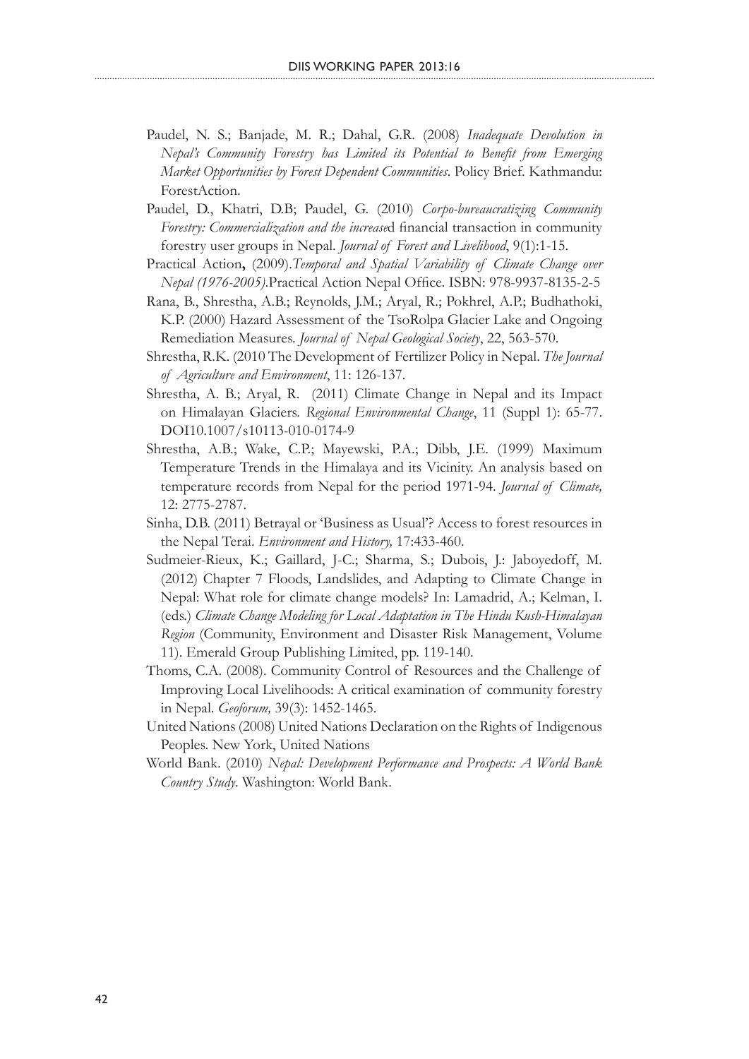Paudel, N. S.; Banjade, M. R.; Dahal, G.R. (2008) *Inadequate Devolution in Nepal's Community Forestry has Limited its Potential to Benefit from Emerging Market Opportunities by Forest Dependent Communities*. Policy Brief. Kathmandu: ForestAction.

Paudel, D., Khatri, D.B; Paudel, G. (2010) *Corpo-bureaucratizing Community Forestry: Commercialization and the increase*d financial transaction in community forestry user groups in Nepal. *Journal of Forest and Livelihood*, 9(1):1-15.

Practical Action**,** (2009).*Temporal and Spatial Variability of Climate Change over Nepal (1976-2005)*.Practical Action Nepal Office. ISBN: 978-9937-8135-2-5

Rana, B., Shrestha, A.B.; Reynolds, J.M.; Aryal, R.; Pokhrel, A.P.; Budhathoki, K.P. (2000) Hazard Assessment of the TsoRolpa Glacier Lake and Ongoing Remediation Measures. *Journal of Nepal Geological Society*, 22, 563-570.

Shrestha, R.K. (2010 The Development of Fertilizer Policy in Nepal. *The Journal of Agriculture and Environment*, 11: 126-137.

Shrestha, A. B.; Aryal, R. (2011) Climate Change in Nepal and its Impact on Himalayan Glaciers. *Regional Environmental Change*, 11 (Suppl 1): 65-77. DOI10.1007/s10113-010-0174-9

Shrestha, A.B.; Wake, C.P.; Mayewski, P.A.; Dibb, J.E. (1999) Maximum Temperature Trends in the Himalaya and its Vicinity. An analysis based on temperature records from Nepal for the period 1971-94. *Journal of Climate,* 12: 2775-2787.

Sinha, D.B. (2011) Betrayal or 'Business as Usual'? Access to forest resources in the Nepal Terai. *Environment and History,* 17:433-460.

Sudmeier-Rieux, K.; Gaillard, J-C.; Sharma, S.; Dubois, J.: Jaboyedoff, M. (2012) Chapter 7 Floods, Landslides, and Adapting to Climate Change in Nepal: What role for climate change models? In: Lamadrid, A.; Kelman, I. (eds.) *Climate Change Modeling for Local Adaptation in The Hindu Kush-Himalayan Region* (Community, Environment and Disaster Risk Management, Volume 11). Emerald Group Publishing Limited, pp. 119-140.

Thoms, C.A. (2008). Community Control of Resources and the Challenge of Improving Local Livelihoods: A critical examination of community forestry in Nepal. *Geoforum,* 39(3): 1452-1465.

United Nations (2008) United Nations Declaration on the Rights of Indigenous Peoples. New York, United Nations

World Bank. (2010) *Nepal: Development Performance and Prospects: A World Bank Country Study*. Washington: World Bank.